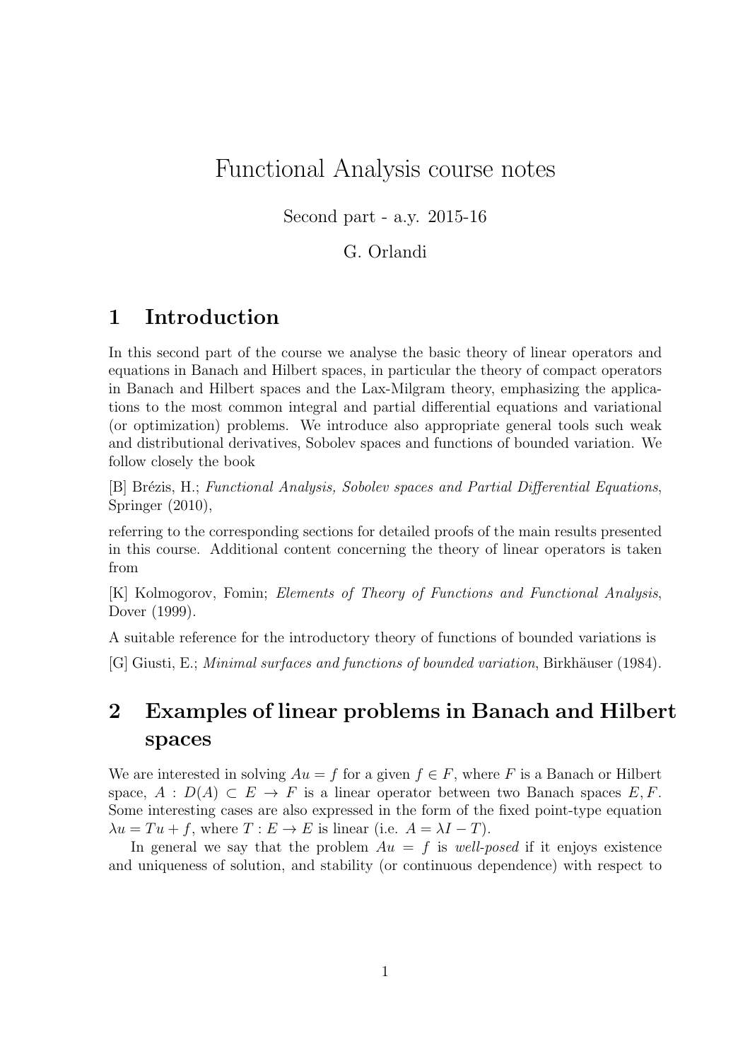# Functional Analysis course notes

Second part - a.y. 2015-16

G. Orlandi

## 1 Introduction

In this second part of the course we analyse the basic theory of linear operators and equations in Banach and Hilbert spaces, in particular the theory of compact operators in Banach and Hilbert spaces and the Lax-Milgram theory, emphasizing the applications to the most common integral and partial differential equations and variational (or optimization) problems. We introduce also appropriate general tools such weak and distributional derivatives, Sobolev spaces and functions of bounded variation. We follow closely the book

[B] Brézis, H.; *Functional Analysis, Sobolev spaces and Partial Differential Equations*, Springer (2010),

referring to the corresponding sections for detailed proofs of the main results presented in this course. Additional content concerning the theory of linear operators is taken from

[K] Kolmogorov, Fomin; *Elements of Theory of Functions and Functional Analysis*, Dover (1999).

A suitable reference for the introductory theory of functions of bounded variations is

[G] Giusti, E.; *Minimal surfaces and functions of bounded variation*, Birkhäuser (1984).

## 2 Examples of linear problems in Banach and Hilbert spaces

We are interested in solving $Au = f$ for a given $f \in F$, where $F$ is a Banach or Hilbert space, $A : D(A) \subset E \to F$ is a linear operator between two Banach spaces $E, F$. Some interesting cases are also expressed in the form of the fixed point-type equation $\lambda u = Tu + f$, where $T : E \to E$ is linear (i.e. $A = \lambda I - T$).

In general we say that the problem $Au = f$ is *well-posed* if it enjoys existence and uniqueness of solution, and stability (or continuous dependence) with respect to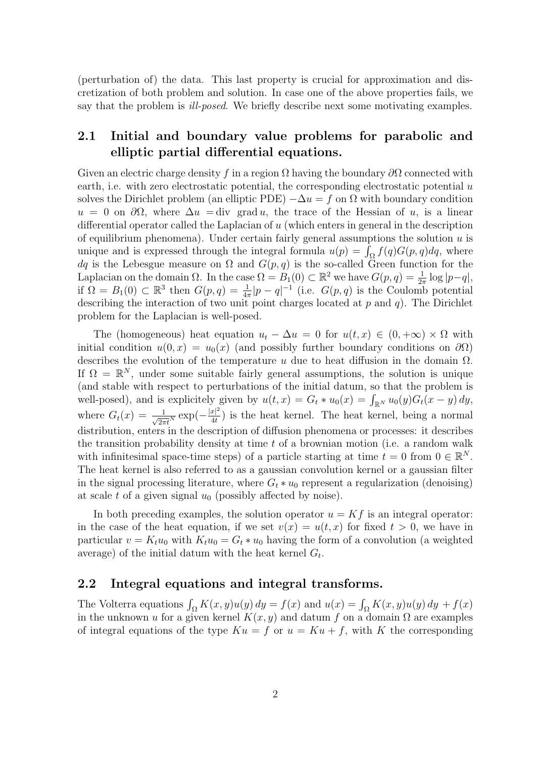(perturbation of) the data. This last property is crucial for approximation and discretization of both problem and solution. In case one of the above properties fails, we say that the problem is *ill-posed*. We briefly describe next some motivating examples.

## 2.1 Initial and boundary value problems for parabolic and elliptic partial differential equations.

Given an electric charge density $f$ in a region $\Omega$ having the boundary $\partial\Omega$ connected with earth, i.e. with zero electrostatic potential, the corresponding electrostatic potential $u$ solves the Dirichlet problem (an elliptic PDE) $-\Delta u = f$ on $\Omega$ with boundary condition $u = 0$ on $\partial\Omega$, where $\Delta u = \text{div grad}\, u$, the trace of the Hessian of $u$, is a linear differential operator called the Laplacian of $u$ (which enters in general in the description of equilibrium phenomena). Under certain fairly general assumptions the solution $u$ is unique and is expressed through the integral formula $u(p) = \int_\Omega f(q)G(p,q)dq$, where $dq$ is the Lebesgue measure on $\Omega$ and $G(p,q)$ is the so-called Green function for the Laplacian on the domain $\Omega$. In the case $\Omega = B_1(0) \subset \mathbb{R}^2$ we have $G(p,q) = \frac{1}{2\pi}\log|p-q|$, if $\Omega = B_1(0) \subset \mathbb{R}^3$ then $G(p,q) = \frac{1}{4\pi}|p-q|^{-1}$ (i.e. $G(p,q)$ is the Coulomb potential describing the interaction of two unit point charges located at $p$ and $q$). The Dirichlet problem for the Laplacian is well-posed.

The (homogeneous) heat equation $u_t - \Delta u = 0$ for $u(t,x) \in (0,+\infty) \times \Omega$ with initial condition $u(0,x) = u_0(x)$ (and possibly further boundary conditions on $\partial\Omega$) describes the evolution of the temperature $u$ due to heat diffusion in the domain $\Omega$. If $\Omega = \mathbb{R}^N$, under some suitable fairly general assumptions, the solution is unique (and stable with respect to perturbations of the initial datum, so that the problem is well-posed), and is explicitely given by $u(t,x) = G_t * u_0(x) = \int_{\mathbb{R}^N} u_0(y)G_t(x-y)\,dy$, where $G_t(x) = \frac{1}{\sqrt{2\pi t}^N}\exp(-\frac{|x|^2}{4t})$ is the heat kernel. The heat kernel, being a normal distribution, enters in the description of diffusion phenomena or processes: it describes the transition probability density at time $t$ of a brownian motion (i.e. a random walk with infinitesimal space-time steps) of a particle starting at time $t = 0$ from $0 \in \mathbb{R}^N$. The heat kernel is also referred to as a gaussian convolution kernel or a gaussian filter in the signal processing literature, where $G_t * u_0$ represent a regularization (denoising) at scale $t$ of a given signal $u_0$ (possibly affected by noise).

In both preceding examples, the solution operator $u = Kf$ is an integral operator: in the case of the heat equation, if we set $v(x) = u(t,x)$ for fixed $t > 0$, we have in particular $v = K_t u_0$ with $K_t u_0 = G_t * u_0$ having the form of a convolution (a weighted average) of the initial datum with the heat kernel $G_t$.

## 2.2 Integral equations and integral transforms.

The Volterra equations $\int_\Omega K(x,y)u(y)\,dy = f(x)$ and $u(x) = \int_\Omega K(x,y)u(y)\,dy + f(x)$ in the unknown $u$ for a given kernel $K(x,y)$ and datum $f$ on a domain $\Omega$ are examples of integral equations of the type $Ku = f$ or $u = Ku + f$, with $K$ the corresponding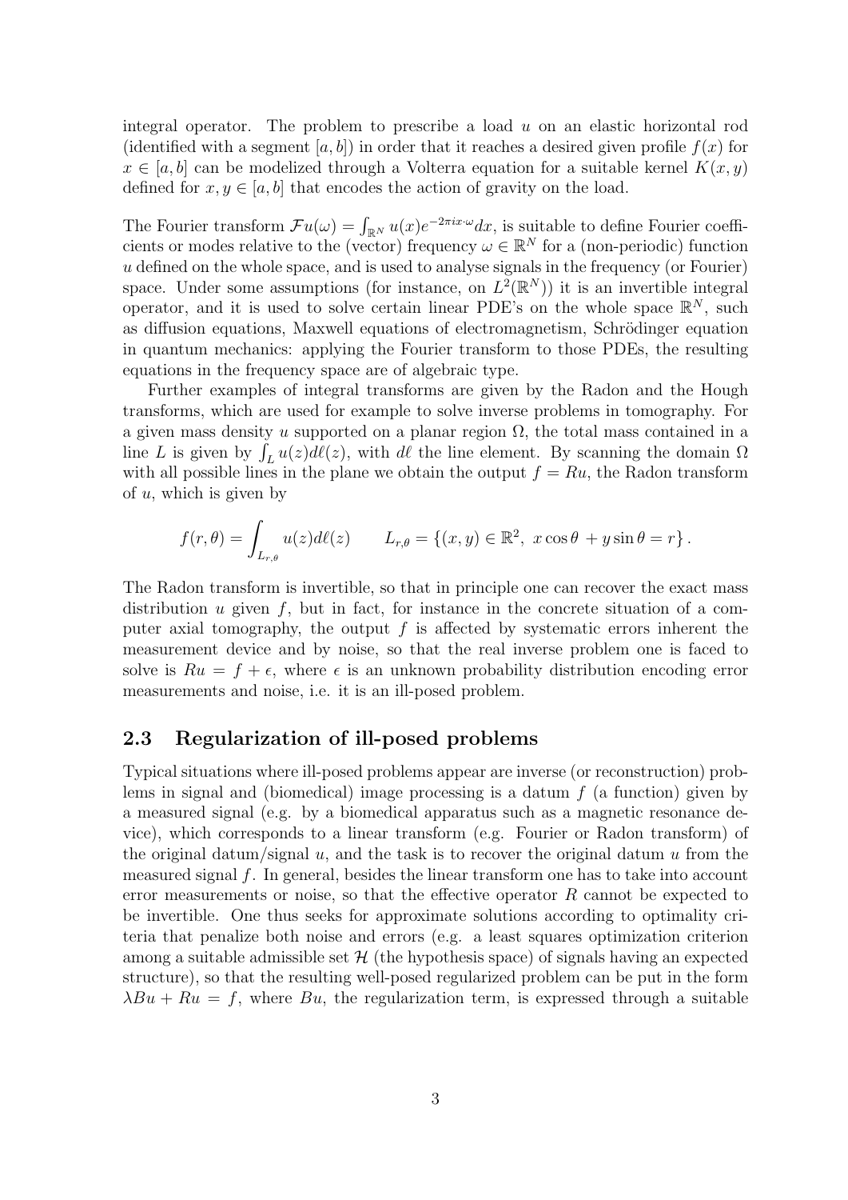integral operator. The problem to prescribe a load $u$ on an elastic horizontal rod (identified with a segment $[a, b]$) in order that it reaches a desired given profile $f(x)$ for $x \in [a, b]$ can be modelized through a Volterra equation for a suitable kernel $K(x, y)$ defined for $x, y \in [a, b]$ that encodes the action of gravity on the load.

The Fourier transform $\mathcal{F}u(\omega) = \int_{\mathbb{R}^N} u(x)e^{-2\pi i x\cdot\omega}dx$, is suitable to define Fourier coefficients or modes relative to the (vector) frequency $\omega \in \mathbb{R}^N$ for a (non-periodic) function $u$ defined on the whole space, and is used to analyse signals in the frequency (or Fourier) space. Under some assumptions (for instance, on $L^2(\mathbb{R}^N)$) it is an invertible integral operator, and it is used to solve certain linear PDE's on the whole space $\mathbb{R}^N$, such as diffusion equations, Maxwell equations of electromagnetism, Schrödinger equation in quantum mechanics: applying the Fourier transform to those PDEs, the resulting equations in the frequency space are of algebraic type.

Further examples of integral transforms are given by the Radon and the Hough transforms, which are used for example to solve inverse problems in tomography. For a given mass density $u$ supported on a planar region $\Omega$, the total mass contained in a line $L$ is given by $\int_L u(z)d\ell(z)$, with $d\ell$ the line element. By scanning the domain $\Omega$ with all possible lines in the plane we obtain the output $f = Ru$, the Radon transform of $u$, which is given by

$$f(r, \theta) = \int_{L_{r,\theta}} u(z)d\ell(z) \qquad L_{r,\theta} = \{(x, y) \in \mathbb{R}^2,\ x\cos\theta + y\sin\theta = r\}.$$

The Radon transform is invertible, so that in principle one can recover the exact mass distribution $u$ given $f$, but in fact, for instance in the concrete situation of a computer axial tomography, the output $f$ is affected by systematic errors inherent the measurement device and by noise, so that the real inverse problem one is faced to solve is $Ru = f + \epsilon$, where $\epsilon$ is an unknown probability distribution encoding error measurements and noise, i.e. it is an ill-posed problem.

## 2.3 Regularization of ill-posed problems

Typical situations where ill-posed problems appear are inverse (or reconstruction) problems in signal and (biomedical) image processing is a datum $f$ (a function) given by a measured signal (e.g. by a biomedical apparatus such as a magnetic resonance device), which corresponds to a linear transform (e.g. Fourier or Radon transform) of the original datum/signal $u$, and the task is to recover the original datum $u$ from the measured signal $f$. In general, besides the linear transform one has to take into account error measurements or noise, so that the effective operator $R$ cannot be expected to be invertible. One thus seeks for approximate solutions according to optimality criteria that penalize both noise and errors (e.g. a least squares optimization criterion among a suitable admissible set $\mathcal{H}$ (the hypothesis space) of signals having an expected structure), so that the resulting well-posed regularized problem can be put in the form $\lambda Bu + Ru = f$, where $Bu$, the regularization term, is expressed through a suitable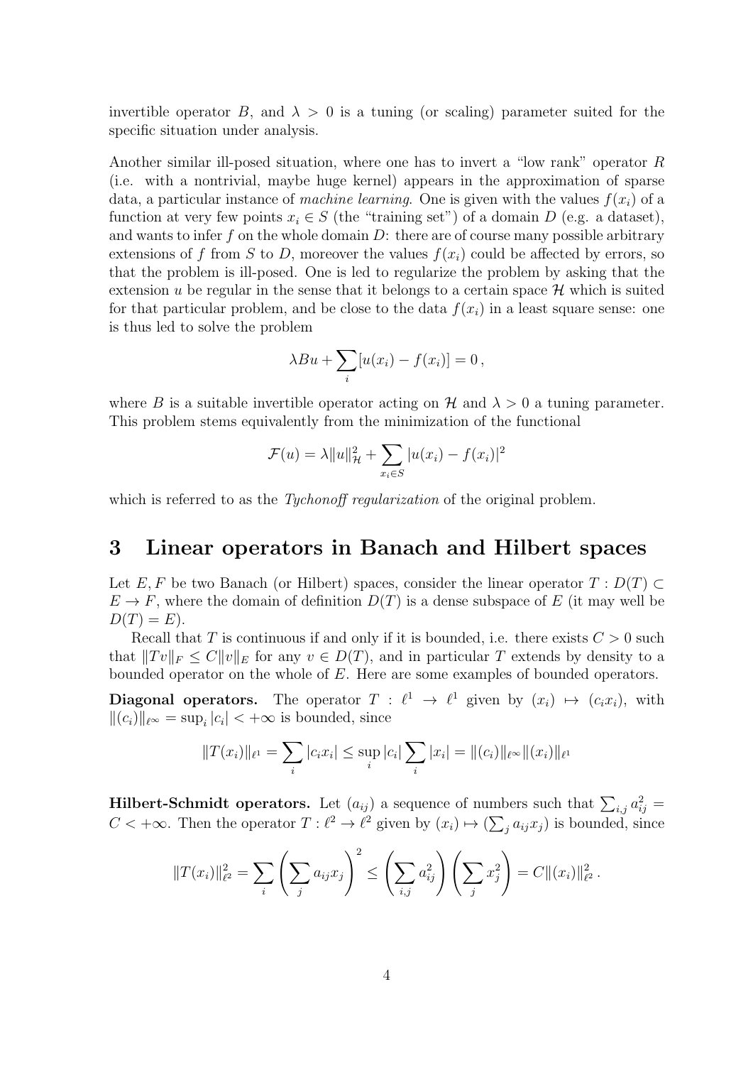invertible operator $B$, and $\lambda > 0$ is a tuning (or scaling) parameter suited for the specific situation under analysis.

Another similar ill-posed situation, where one has to invert a "low rank" operator $R$ (i.e. with a nontrivial, maybe huge kernel) appears in the approximation of sparse data, a particular instance of *machine learning*. One is given with the values $f(x_i)$ of a function at very few points $x_i \in S$ (the "training set") of a domain $D$ (e.g. a dataset), and wants to infer $f$ on the whole domain $D$: there are of course many possible arbitrary extensions of $f$ from $S$ to $D$, moreover the values $f(x_i)$ could be affected by errors, so that the problem is ill-posed. One is led to regularize the problem by asking that the extension $u$ be regular in the sense that it belongs to a certain space $\mathcal{H}$ which is suited for that particular problem, and be close to the data $f(x_i)$ in a least square sense: one is thus led to solve the problem

$$\lambda B u + \sum_i [u(x_i) - f(x_i)] = 0 \, ,$$

where $B$ is a suitable invertible operator acting on $\mathcal{H}$ and $\lambda > 0$ a tuning parameter. This problem stems equivalently from the minimization of the functional

$$\mathcal{F}(u) = \lambda \|u\|_{\mathcal{H}}^2 + \sum_{x_i \in S} |u(x_i) - f(x_i)|^2$$

which is referred to as the *Tychonoff regularization* of the original problem.

# 3 Linear operators in Banach and Hilbert spaces

Let $E, F$ be two Banach (or Hilbert) spaces, consider the linear operator $T : D(T) \subset E \to F$, where the domain of definition $D(T)$ is a dense subspace of $E$ (it may well be $D(T) = E$).

Recall that $T$ is continuous if and only if it is bounded, i.e. there exists $C > 0$ such that $\|Tv\|_F \leq C\|v\|_E$ for any $v \in D(T)$, and in particular $T$ extends by density to a bounded operator on the whole of $E$. Here are some examples of bounded operators.

**Diagonal operators.** The operator $T : \ell^1 \to \ell^1$ given by $(x_i) \mapsto (c_i x_i)$, with $\|(c_i)\|_{\ell^\infty} = \sup_i |c_i| < +\infty$ is bounded, since

$$\|T(x_i)\|_{\ell^1} = \sum_i |c_i x_i| \leq \sup_i |c_i| \sum_i |x_i| = \|(c_i)\|_{\ell^\infty} \|(x_i)\|_{\ell^1}$$

**Hilbert-Schmidt operators.** Let $(a_{ij})$ a sequence of numbers such that $\sum_{i,j} a_{ij}^2 = C < +\infty$. Then the operator $T : \ell^2 \to \ell^2$ given by $(x_i) \mapsto (\sum_j a_{ij} x_j)$ is bounded, since

$$\|T(x_i)\|_{\ell^2}^2 = \sum_i \left( \sum_j a_{ij} x_j \right)^2 \leq \left( \sum_{i,j} a_{ij}^2 \right) \left( \sum_j x_j^2 \right) = C \|(x_i)\|_{\ell^2}^2 \, .$$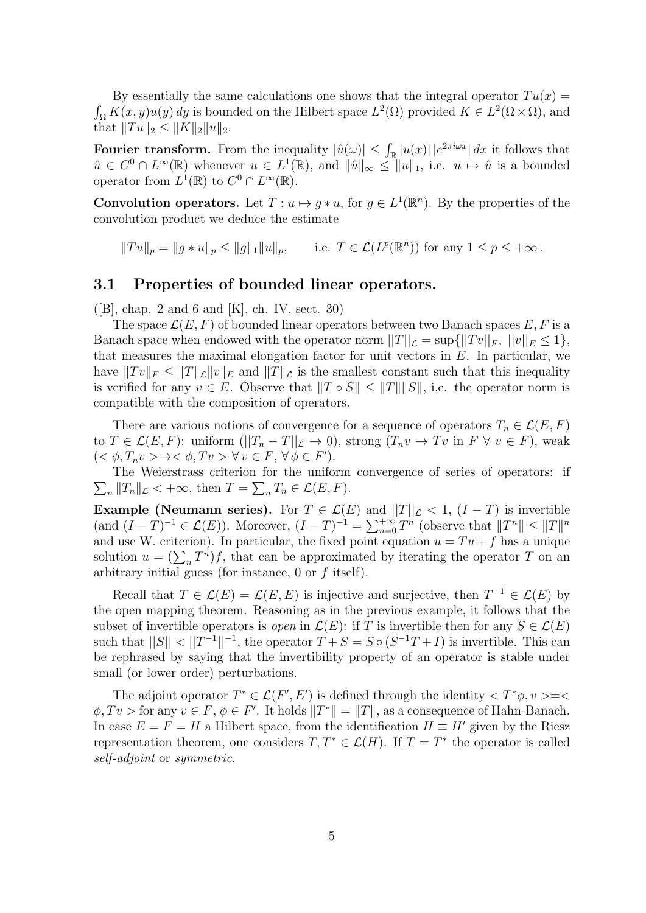By essentially the same calculations one shows that the integral operator $Tu(x) = \int_\Omega K(x,y)u(y)\,dy$ is bounded on the Hilbert space $L^2(\Omega)$ provided $K \in L^2(\Omega\times\Omega)$, and that $\|Tu\|_2 \le \|K\|_2\|u\|_2$.

**Fourier transform.** From the inequality $|\hat{u}(\omega)| \le \int_{\mathbb{R}} |u(x)|\,|e^{2\pi i\omega x}|\,dx$ it follows that $\hat{u} \in C^0 \cap L^\infty(\mathbb{R})$ whenever $u \in L^1(\mathbb{R})$, and $\|\hat{u}\|_\infty \le \|u\|_1$, i.e. $u \mapsto \hat{u}$ is a bounded operator from $L^1(\mathbb{R})$ to $C^0 \cap L^\infty(\mathbb{R})$.

**Convolution operators.** Let $T : u \mapsto g * u$, for $g \in L^1(\mathbb{R}^n)$. By the properties of the convolution product we deduce the estimate

$$\|Tu\|_p = \|g * u\|_p \le \|g\|_1\|u\|_p, \qquad \text{i.e. } T \in \mathcal{L}(L^p(\mathbb{R}^n)) \text{ for any } 1 \le p \le +\infty\,.$$

## 3.1 Properties of bounded linear operators.

([B], chap. 2 and 6 and [K], ch. IV, sect. 30)

The space $\mathcal{L}(E,F)$ of bounded linear operators between two Banach spaces $E, F$ is a Banach space when endowed with the operator norm $||T||_{\mathcal{L}} = \sup\{||Tv||_F,\ ||v||_E \le 1\}$, that measures the maximal elongation factor for unit vectors in $E$. In particular, we have $\|Tv\|_F \le \|T\|_{\mathcal{L}}\|v\|_E$ and $\|T\|_{\mathcal{L}}$ is the smallest constant such that this inequality is verified for any $v \in E$. Observe that $\|T \circ S\| \le \|T\|\|S\|$, i.e. the operator norm is compatible with the composition of operators.

There are various notions of convergence for a sequence of operators $T_n \in \mathcal{L}(E,F)$ to $T \in \mathcal{L}(E,F)$: uniform ($||T_n - T||_{\mathcal{L}} \to 0$), strong ($T_n v \to Tv$ in $F\ \forall\ v \in F$), weak ($<\phi, T_n v> \to <\phi, Tv>\ \forall\, v \in F,\ \forall\, \phi \in F'$).

The Weierstrass criterion for the uniform convergence of series of operators: if $\sum_n \|T_n\|_{\mathcal{L}} < +\infty$, then $T = \sum_n T_n \in \mathcal{L}(E,F)$.

**Example (Neumann series).** For $T \in \mathcal{L}(E)$ and $||T||_{\mathcal{L}} < 1$, $(I - T)$ is invertible (and $(I-T)^{-1} \in \mathcal{L}(E)$). Moreover, $(I-T)^{-1} = \sum_{n=0}^{+\infty} T^n$ (observe that $\|T^n\| \le \|T\|^n$ and use W. criterion). In particular, the fixed point equation $u = Tu + f$ has a unique solution $u = (\sum_n T^n)f$, that can be approximated by iterating the operator $T$ on an arbitrary initial guess (for instance, 0 or $f$ itself).

Recall that $T \in \mathcal{L}(E) = \mathcal{L}(E,E)$ is injective and surjective, then $T^{-1} \in \mathcal{L}(E)$ by the open mapping theorem. Reasoning as in the previous example, it follows that the subset of invertible operators is *open* in $\mathcal{L}(E)$: if $T$ is invertible then for any $S \in \mathcal{L}(E)$ such that $||S|| < ||T^{-1}||^{-1}$, the operator $T + S = S \circ (S^{-1}T + I)$ is invertible. This can be rephrased by saying that the invertibility property of an operator is stable under small (or lower order) perturbations.

The adjoint operator $T^* \in \mathcal{L}(F', E')$ is defined through the identity $<T^*\phi, v> = <\phi, Tv>$ for any $v \in F$, $\phi \in F'$. It holds $\|T^*\| = \|T\|$, as a consequence of Hahn-Banach. In case $E = F = H$ a Hilbert space, from the identification $H \equiv H'$ given by the Riesz representation theorem, one considers $T, T^* \in \mathcal{L}(H)$. If $T = T^*$ the operator is called *self-adjoint* or *symmetric*.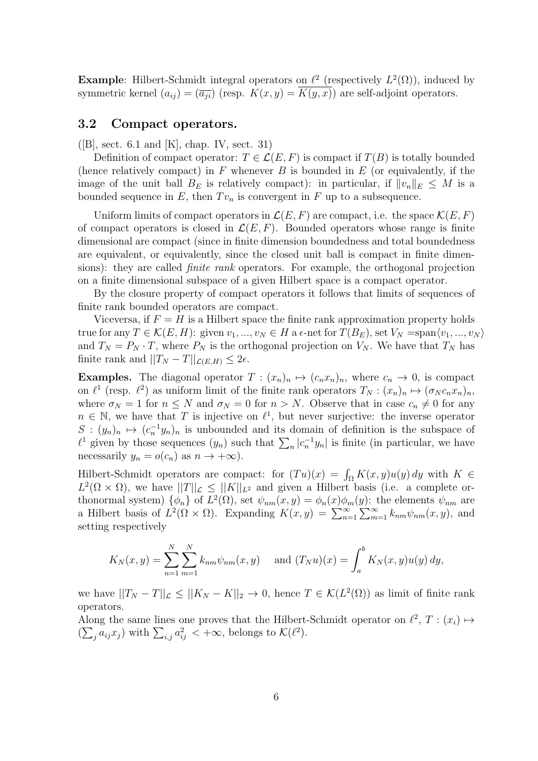**Example**: Hilbert-Schmidt integral operators on $\ell^2$ (respectively $L^2(\Omega)$), induced by symmetric kernel $(a_{ij}) = (\overline{a_{ji}})$ (resp. $K(x, y) = \overline{K(y, x)}$) are self-adjoint operators.

### 3.2 Compact operators.

([B], sect. 6.1 and [K], chap. IV, sect. 31)

Definition of compact operator: $T \in \mathcal{L}(E, F)$ is compact if $T(B)$ is totally bounded (hence relatively compact) in $F$ whenever $B$ is bounded in $E$ (or equivalently, if the image of the unit ball $B_E$ is relatively compact): in particular, if $\|v_n\|_E \leq M$ is a bounded sequence in $E$, then $Tv_n$ is convergent in $F$ up to a subsequence.

Uniform limits of compact operators in $\mathcal{L}(E, F)$ are compact, i.e. the space $\mathcal{K}(E, F)$ of compact operators is closed in $\mathcal{L}(E, F)$. Bounded operators whose range is finite dimensional are compact (since in finite dimension boundedness and total boundedness are equivalent, or equivalently, since the closed unit ball is compact in finite dimensions): they are called *finite rank* operators. For example, the orthogonal projection on a finite dimensional subspace of a given Hilbert space is a compact operator.

By the closure property of compact operators it follows that limits of sequences of finite rank bounded operators are compact.

Viceversa, if $F = H$ is a Hilbert space the finite rank approximation property holds true for any $T \in \mathcal{K}(E, H)$: given $v_1, ..., v_N \in H$ a $\epsilon$-net for $T(B_E)$, set $V_N$ =span$\langle v_1, ..., v_N\rangle$ and $T_N = P_N \cdot T$, where $P_N$ is the orthogonal projection on $V_N$. We have that $T_N$ has finite rank and $||T_N - T||_{\mathcal{L}(E,H)} \leq 2\epsilon$.

**Examples.** The diagonal operator $T : (x_n)_n \mapsto (c_n x_n)_n$, where $c_n \to 0$, is compact on $\ell^1$ (resp. $\ell^2$) as uniform limit of the finite rank operators $T_N : (x_n)_n \mapsto (\sigma_N c_n x_n)_n$, where $\sigma_N = 1$ for $n \leq N$ and $\sigma_N = 0$ for $n > N$. Observe that in case $c_n \neq 0$ for any $n \in \mathbb{N}$, we have that $T$ is injective on $\ell^1$, but never surjective: the inverse operator $S : (y_n)_n \mapsto (c_n^{-1} y_n)_n$ is unbounded and its domain of definition is the subspace of $\ell^1$ given by those sequences $(y_n)$ such that $\sum_n |c_n^{-1} y_n|$ is finite (in particular, we have necessarily $y_n = o(c_n)$ as $n \to +\infty$).

Hilbert-Schmidt operators are compact: for $(Tu)(x) = \int_\Omega K(x, y)u(y)\, dy$ with $K \in L^2(\Omega \times \Omega)$, we have $||T||_{\mathcal{L}} \leq ||K||_{L^2}$ and given a Hilbert basis (i.e. a complete orthonormal system) $\{\phi_n\}$ of $L^2(\Omega)$, set $\psi_{nm}(x, y) = \phi_n(x)\phi_m(y)$: the elements $\psi_{nm}$ are a Hilbert basis of $L^2(\Omega \times \Omega)$. Expanding $K(x, y) = \sum_{n=1}^\infty \sum_{m=1}^\infty k_{nm}\psi_{nm}(x, y)$, and setting respectively

$$K_N(x, y) = \sum_{n=1}^N \sum_{m=1}^N k_{nm}\psi_{nm}(x, y) \quad \text{ and } (T_N u)(x) = \int_a^b K_N(x, y)u(y)\, dy,$$

we have $||T_N - T||_{\mathcal{L}} \leq ||K_N - K||_2 \to 0$, hence $T \in \mathcal{K}(L^2(\Omega))$ as limit of finite rank operators.

Along the same lines one proves that the Hilbert-Schmidt operator on $\ell^2$, $T : (x_i) \mapsto (\sum_j a_{ij} x_j)$ with $\sum_{i,j} a_{ij}^2 < +\infty$, belongs to $\mathcal{K}(\ell^2)$.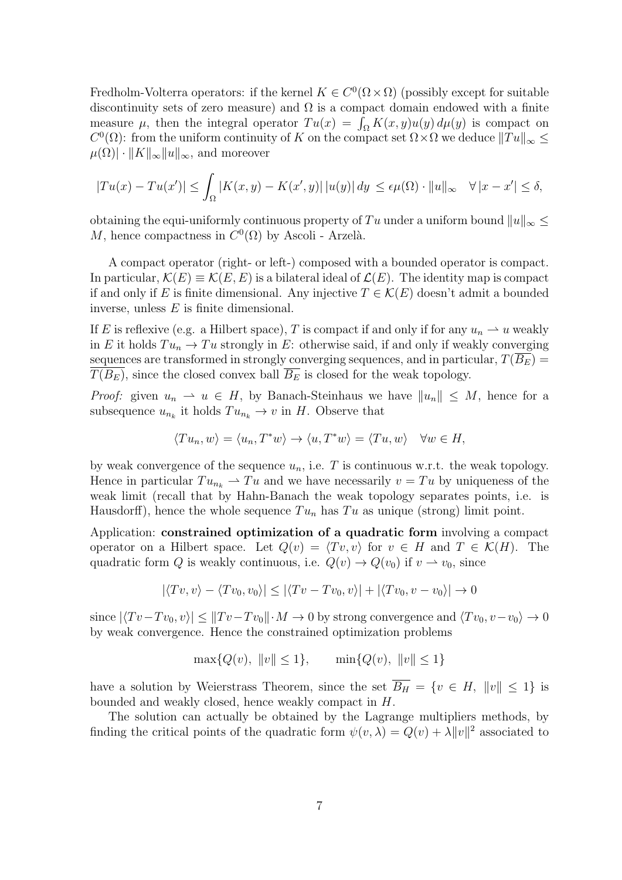Fredholm-Volterra operators: if the kernel $K \in C^0(\Omega \times \Omega)$ (possibly except for suitable discontinuity sets of zero measure) and $\Omega$ is a compact domain endowed with a finite measure $\mu$, then the integral operator $Tu(x) = \int_\Omega K(x,y)u(y)\,d\mu(y)$ is compact on $C^0(\Omega)$: from the uniform continuity of $K$ on the compact set $\Omega \times \Omega$ we deduce $\|Tu\|_\infty \leq \mu(\Omega)| \cdot \|K\|_\infty \|u\|_\infty$, and moreover

$$|Tu(x) - Tu(x')| \leq \int_\Omega |K(x,y) - K(x',y)|\,|u(y)|\,dy \leq \epsilon\mu(\Omega) \cdot \|u\|_\infty \quad \forall\, |x - x'| \leq \delta,$$

obtaining the equi-uniformly continuous property of $Tu$ under a uniform bound $\|u\|_\infty \leq M$, hence compactness in $C^0(\Omega)$ by Ascoli - Arzelà.

A compact operator (right- or left-) composed with a bounded operator is compact. In particular, $\mathcal{K}(E) \equiv \mathcal{K}(E,E)$ is a bilateral ideal of $\mathcal{L}(E)$. The identity map is compact if and only if $E$ is finite dimensional. Any injective $T \in \mathcal{K}(E)$ doesn't admit a bounded inverse, unless $E$ is finite dimensional.

If $E$ is reflexive (e.g. a Hilbert space), $T$ is compact if and only if for any $u_n \rightharpoonup u$ weakly in $E$ it holds $Tu_n \to Tu$ strongly in $E$: otherwise said, if and only if weakly converging sequences are transformed in strongly converging sequences, and in particular, $T(\overline{B_E}) = \overline{T(B_E)}$, since the closed convex ball $\overline{B_E}$ is closed for the weak topology.

*Proof:* given $u_n \rightharpoonup u \in H$, by Banach-Steinhaus we have $\|u_n\| \leq M$, hence for a subsequence $u_{n_k}$ it holds $Tu_{n_k} \to v$ in $H$. Observe that

$$\langle Tu_n, w\rangle = \langle u_n, T^*w\rangle \to \langle u, T^*w\rangle = \langle Tu, w\rangle \quad \forall w \in H,$$

by weak convergence of the sequence $u_n$, i.e. $T$ is continuous w.r.t. the weak topology. Hence in particular $Tu_{n_k} \rightharpoonup Tu$ and we have necessarily $v = Tu$ by uniqueness of the weak limit (recall that by Hahn-Banach the weak topology separates points, i.e. is Hausdorff), hence the whole sequence $Tu_n$ has $Tu$ as unique (strong) limit point.

Application: **constrained optimization of a quadratic form** involving a compact operator on a Hilbert space. Let $Q(v) = \langle Tv, v\rangle$ for $v \in H$ and $T \in \mathcal{K}(H)$. The quadratic form $Q$ is weakly continuous, i.e. $Q(v) \to Q(v_0)$ if $v \rightharpoonup v_0$, since

$$|\langle Tv, v\rangle - \langle Tv_0, v_0\rangle| \leq |\langle Tv - Tv_0, v\rangle| + |\langle Tv_0, v - v_0\rangle| \to 0$$

since $|\langle Tv - Tv_0, v\rangle| \leq \|Tv - Tv_0\| \cdot M \to 0$ by strong convergence and $\langle Tv_0, v - v_0\rangle \to 0$ by weak convergence. Hence the constrained optimization problems

$$\max\{Q(v),\ \|v\| \leq 1\}, \qquad \min\{Q(v),\ \|v\| \leq 1\}$$

have a solution by Weierstrass Theorem, since the set $\overline{B_H} = \{v \in H,\ \|v\| \leq 1\}$ is bounded and weakly closed, hence weakly compact in $H$.

The solution can actually be obtained by the Lagrange multipliers methods, by finding the critical points of the quadratic form $\psi(v, \lambda) = Q(v) + \lambda\|v\|^2$ associated to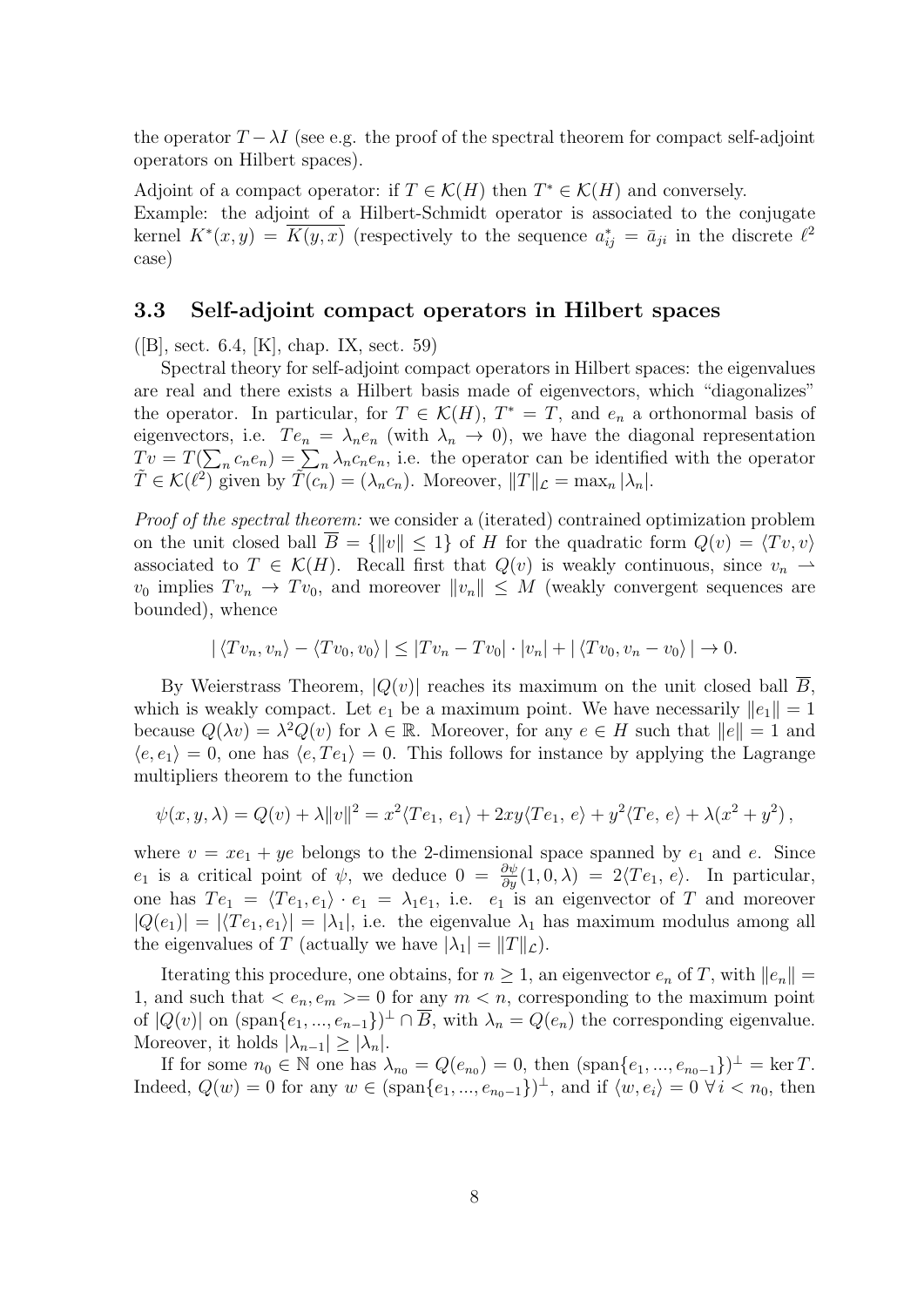the operator $T - \lambda I$ (see e.g. the proof of the spectral theorem for compact self-adjoint operators on Hilbert spaces).

Adjoint of a compact operator: if $T \in \mathcal{K}(H)$ then $T^* \in \mathcal{K}(H)$ and conversely.
Example: the adjoint of a Hilbert-Schmidt operator is associated to the conjugate kernel $K^*(x,y) = \overline{K(y,x)}$ (respectively to the sequence $a^*_{ij} = \bar{a}_{ji}$ in the discrete $\ell^2$ case)

### 3.3 Self-adjoint compact operators in Hilbert spaces

([B], sect. 6.4, [K], chap. IX, sect. 59)

Spectral theory for self-adjoint compact operators in Hilbert spaces: the eigenvalues are real and there exists a Hilbert basis made of eigenvectors, which "diagonalizes" the operator. In particular, for $T \in \mathcal{K}(H)$, $T^* = T$, and $e_n$ a orthonormal basis of eigenvectors, i.e. $Te_n = \lambda_n e_n$ (with $\lambda_n \to 0$), we have the diagonal representation $Tv = T(\sum_n c_n e_n) = \sum_n \lambda_n c_n e_n$, i.e. the operator can be identified with the operator $\tilde{T} \in \mathcal{K}(\ell^2)$ given by $\tilde{T}(c_n) = (\lambda_n c_n)$. Moreover, $\|T\|_{\mathcal{L}} = \max_n |\lambda_n|$.

*Proof of the spectral theorem:* we consider a (iterated) contrained optimization problem on the unit closed ball $\overline{B} = \{\|v\| \leq 1\}$ of $H$ for the quadratic form $Q(v) = \langle Tv, v\rangle$ associated to $T \in \mathcal{K}(H)$. Recall first that $Q(v)$ is weakly continuous, since $v_n \rightharpoonup v_0$ implies $Tv_n \to Tv_0$, and moreover $\|v_n\| \leq M$ (weakly convergent sequences are bounded), whence

$$| \langle Tv_n, v_n\rangle - \langle Tv_0, v_0\rangle | \leq |Tv_n - Tv_0| \cdot |v_n| + | \langle Tv_0, v_n - v_0\rangle | \to 0.$$

By Weierstrass Theorem, $|Q(v)|$ reaches its maximum on the unit closed ball $\overline{B}$, which is weakly compact. Let $e_1$ be a maximum point. We have necessarily $\|e_1\| = 1$ because $Q(\lambda v) = \lambda^2 Q(v)$ for $\lambda \in \mathbb{R}$. Moreover, for any $e \in H$ such that $\|e\| = 1$ and $\langle e, e_1\rangle = 0$, one has $\langle e, Te_1\rangle = 0$. This follows for instance by applying the Lagrange multipliers theorem to the function

$$\psi(x, y, \lambda) = Q(v) + \lambda\|v\|^2 = x^2\langle Te_1,\, e_1\rangle + 2xy\langle Te_1,\, e\rangle + y^2\langle Te,\, e\rangle + \lambda(x^2 + y^2)\,,$$

where $v = xe_1 + ye$ belongs to the 2-dimensional space spanned by $e_1$ and $e$. Since $e_1$ is a critical point of $\psi$, we deduce $0 = \frac{\partial \psi}{\partial y}(1, 0, \lambda) = 2\langle Te_1,\, e\rangle$. In particular, one has $Te_1 = \langle Te_1, e_1\rangle \cdot e_1 = \lambda_1 e_1$, i.e. $e_1$ is an eigenvector of $T$ and moreover $|Q(e_1)| = |\langle Te_1, e_1\rangle| = |\lambda_1|$, i.e. the eigenvalue $\lambda_1$ has maximum modulus among all the eigenvalues of $T$ (actually we have $|\lambda_1| = \|T\|_{\mathcal{L}}$).

Iterating this procedure, one obtains, for $n \geq 1$, an eigenvector $e_n$ of $T$, with $\|e_n\| = 1$, and such that $< e_n, e_m >= 0$ for any $m < n$, corresponding to the maximum point of $|Q(v)|$ on $(\text{span}\{e_1, ..., e_{n-1}\})^\perp \cap \overline{B}$, with $\lambda_n = Q(e_n)$ the corresponding eigenvalue. Moreover, it holds $|\lambda_{n-1}| \geq |\lambda_n|$.

If for some $n_0 \in \mathbb{N}$ one has $\lambda_{n_0} = Q(e_{n_0}) = 0$, then $(\text{span}\{e_1, ..., e_{n_0-1}\})^\perp = \ker T$. Indeed, $Q(w) = 0$ for any $w \in (\text{span}\{e_1, ..., e_{n_0-1}\})^\perp$, and if $\langle w, e_i\rangle = 0\ \forall\, i < n_0$, then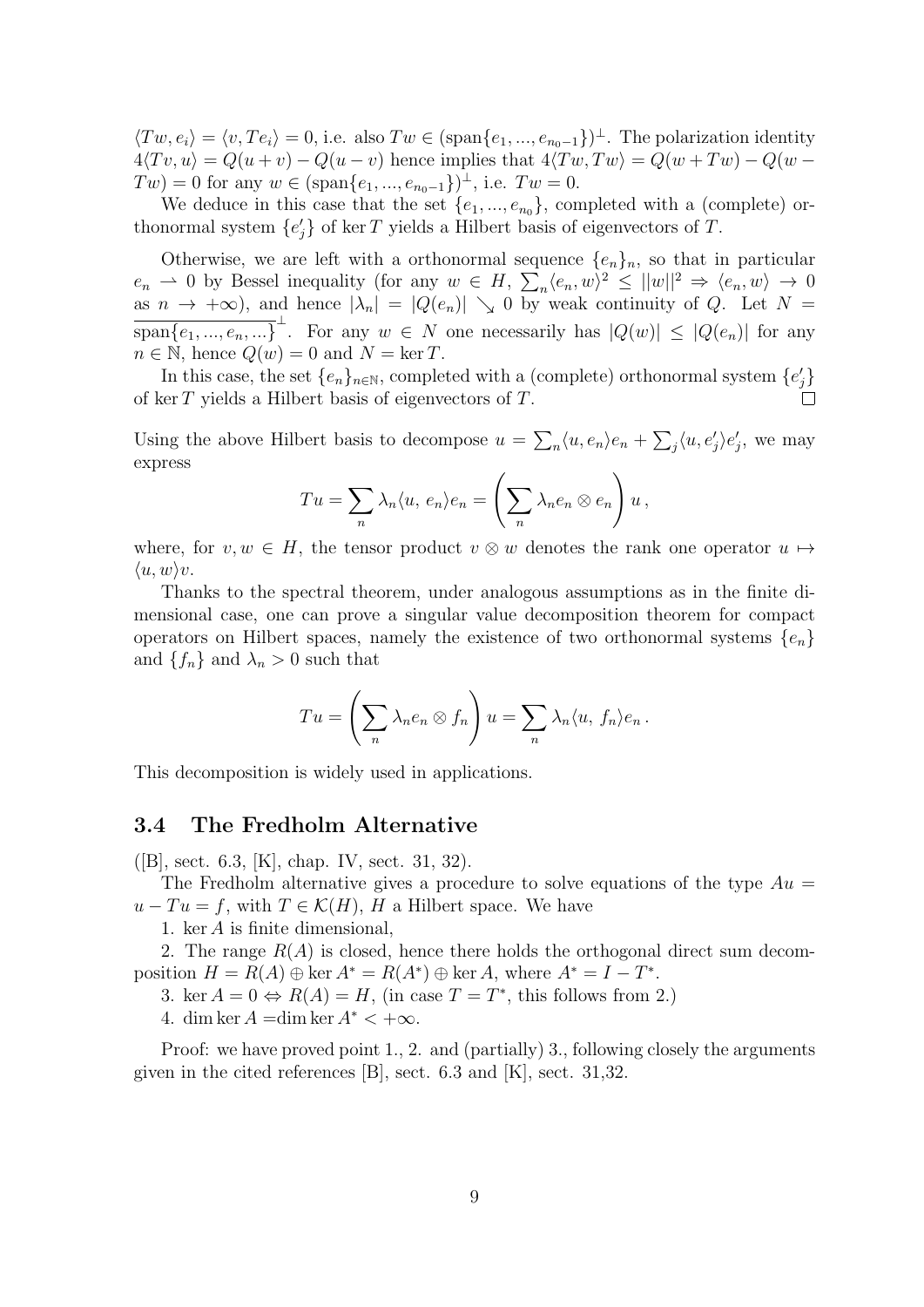$\langle Tw, e_i \rangle = \langle v, Te_i \rangle = 0$, i.e. also $Tw \in (\text{span}\{e_1, ..., e_{n_0-1}\})^\perp$. The polarization identity $4\langle Tv, u \rangle = Q(u+v) - Q(u-v)$ hence implies that $4\langle Tw, Tw \rangle = Q(w+Tw) - Q(w-Tw) = 0$ for any $w \in (\text{span}\{e_1, ..., e_{n_0-1}\})^\perp$, i.e. $Tw = 0$.

We deduce in this case that the set $\{e_1, ..., e_{n_0}\}$, completed with a (complete) orthonormal system $\{e'_j\}$ of $\ker T$ yields a Hilbert basis of eigenvectors of $T$.

Otherwise, we are left with a orthonormal sequence $\{e_n\}_n$, so that in particular $e_n \rightharpoonup 0$ by Bessel inequality (for any $w \in H$, $\sum_n \langle e_n, w \rangle^2 \leq ||w||^2 \Rightarrow \langle e_n, w \rangle \to 0$ as $n \to +\infty$), and hence $|\lambda_n| = |Q(e_n)| \searrow 0$ by weak continuity of $Q$. Let $N = \overline{\text{span}\{e_1, ..., e_n, ...\}}^\perp$. For any $w \in N$ one necessarily has $|Q(w)| \leq |Q(e_n)|$ for any $n \in \mathbb{N}$, hence $Q(w) = 0$ and $N = \ker T$.

In this case, the set $\{e_n\}_{n \in \mathbb{N}}$, completed with a (complete) orthonormal system $\{e'_j\}$ of $\ker T$ yields a Hilbert basis of eigenvectors of $T$. $\square$

Using the above Hilbert basis to decompose $u = \sum_n \langle u, e_n \rangle e_n + \sum_j \langle u, e'_j \rangle e'_j$, we may express

$$Tu = \sum_n \lambda_n \langle u,\, e_n \rangle e_n = \left( \sum_n \lambda_n e_n \otimes e_n \right) u \,,$$

where, for $v, w \in H$, the tensor product $v \otimes w$ denotes the rank one operator $u \mapsto \langle u, w \rangle v$.

Thanks to the spectral theorem, under analogous assumptions as in the finite dimensional case, one can prove a singular value decomposition theorem for compact operators on Hilbert spaces, namely the existence of two orthonormal systems $\{e_n\}$ and $\{f_n\}$ and $\lambda_n > 0$ such that

$$Tu = \left( \sum_n \lambda_n e_n \otimes f_n \right) u = \sum_n \lambda_n \langle u,\, f_n \rangle e_n \,.$$

This decomposition is widely used in applications.

### 3.4 The Fredholm Alternative

([B], sect. 6.3, [K], chap. IV, sect. 31, 32).

The Fredholm alternative gives a procedure to solve equations of the type $Au = u - Tu = f$, with $T \in \mathcal{K}(H)$, $H$ a Hilbert space. We have

1. $\ker A$ is finite dimensional,

2. The range $R(A)$ is closed, hence there holds the orthogonal direct sum decomposition $H = R(A) \oplus \ker A^* = R(A^*) \oplus \ker A$, where $A^* = I - T^*$.

3. $\ker A = 0 \Leftrightarrow R(A) = H$, (in case $T = T^*$, this follows from 2.)

4. $\dim \ker A = \dim \ker A^* < +\infty$.

Proof: we have proved point 1., 2. and (partially) 3., following closely the arguments given in the cited references [B], sect. 6.3 and [K], sect. 31,32.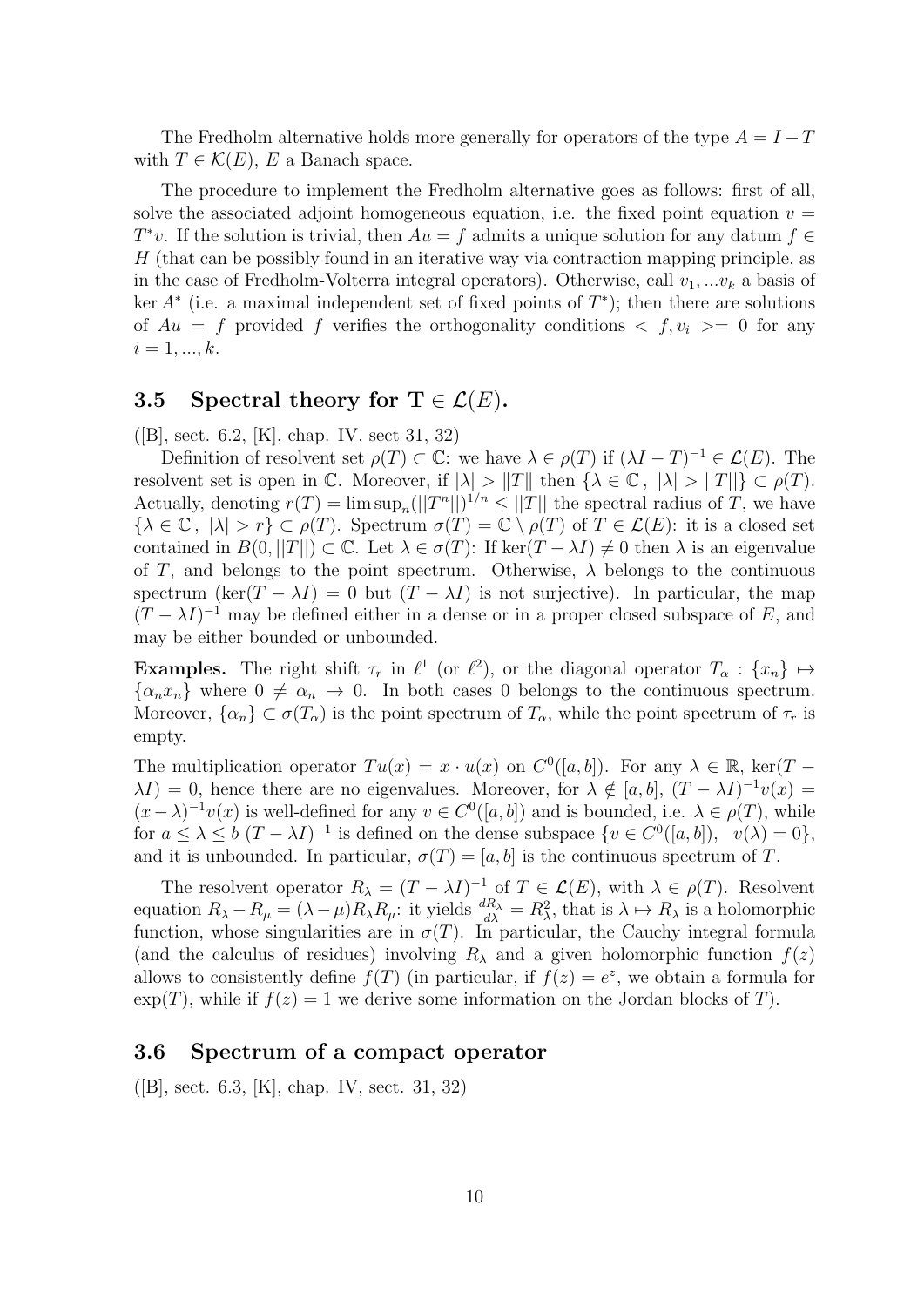The Fredholm alternative holds more generally for operators of the type $A = I - T$ with $T \in \mathcal{K}(E)$, $E$ a Banach space.

The procedure to implement the Fredholm alternative goes as follows: first of all, solve the associated adjoint homogeneous equation, i.e. the fixed point equation $v = T^*v$. If the solution is trivial, then $Au = f$ admits a unique solution for any datum $f \in H$ (that can be possibly found in an iterative way via contraction mapping principle, as in the case of Fredholm-Volterra integral operators). Otherwise, call $v_1, ...v_k$ a basis of $\ker A^*$ (i.e. a maximal independent set of fixed points of $T^*$); then there are solutions of $Au = f$ provided $f$ verifies the orthogonality conditions $< f, v_i >= 0$ for any $i = 1, ..., k$.

### 3.5 Spectral theory for $\mathbf{T} \in \mathcal{L}(E)$.

([B], sect. 6.2, [K], chap. IV, sect 31, 32)

Definition of resolvent set $\rho(T) \subset \mathbb{C}$: we have $\lambda \in \rho(T)$ if $(\lambda I - T)^{-1} \in \mathcal{L}(E)$. The resolvent set is open in $\mathbb{C}$. Moreover, if $|\lambda| > \|T\|$ then $\{\lambda \in \mathbb{C}\,,\ |\lambda| > ||T||\} \subset \rho(T)$. Actually, denoting $r(T) = \limsup_n (||T^n||)^{1/n} \leq ||T||$ the spectral radius of $T$, we have $\{\lambda \in \mathbb{C}\,,\ |\lambda| > r\} \subset \rho(T)$. Spectrum $\sigma(T) = \mathbb{C} \setminus \rho(T)$ of $T \in \mathcal{L}(E)$: it is a closed set contained in $B(0, ||T||) \subset \mathbb{C}$. Let $\lambda \in \sigma(T)$: If $\ker(T - \lambda I) \neq 0$ then $\lambda$ is an eigenvalue of $T$, and belongs to the point spectrum. Otherwise, $\lambda$ belongs to the continuous spectrum ($\ker(T - \lambda I) = 0$ but $(T - \lambda I)$ is not surjective). In particular, the map $(T - \lambda I)^{-1}$ may be defined either in a dense or in a proper closed subspace of $E$, and may be either bounded or unbounded.

**Examples.** The right shift $\tau_r$ in $\ell^1$ (or $\ell^2$), or the diagonal operator $T_\alpha : \{x_n\} \mapsto \{\alpha_n x_n\}$ where $0 \neq \alpha_n \to 0$. In both cases 0 belongs to the continuous spectrum. Moreover, $\{\alpha_n\} \subset \sigma(T_\alpha)$ is the point spectrum of $T_\alpha$, while the point spectrum of $\tau_r$ is empty.

The multiplication operator $Tu(x) = x \cdot u(x)$ on $C^0([a, b])$. For any $\lambda \in \mathbb{R}$, $\ker(T - \lambda I) = 0$, hence there are no eigenvalues. Moreover, for $\lambda \notin [a, b]$, $(T - \lambda I)^{-1}v(x) = (x - \lambda)^{-1}v(x)$ is well-defined for any $v \in C^0([a, b])$ and is bounded, i.e. $\lambda \in \rho(T)$, while for $a \leq \lambda \leq b$ $(T - \lambda I)^{-1}$ is defined on the dense subspace $\{v \in C^0([a, b]),\ \ v(\lambda) = 0\}$, and it is unbounded. In particular, $\sigma(T) = [a, b]$ is the continuous spectrum of $T$.

The resolvent operator $R_\lambda = (T - \lambda I)^{-1}$ of $T \in \mathcal{L}(E)$, with $\lambda \in \rho(T)$. Resolvent equation $R_\lambda - R_\mu = (\lambda - \mu)R_\lambda R_\mu$: it yields $\frac{dR_\lambda}{d\lambda} = R_\lambda^2$, that is $\lambda \mapsto R_\lambda$ is a holomorphic function, whose singularities are in $\sigma(T)$. In particular, the Cauchy integral formula (and the calculus of residues) involving $R_\lambda$ and a given holomorphic function $f(z)$ allows to consistently define $f(T)$ (in particular, if $f(z) = e^z$, we obtain a formula for $\exp(T)$, while if $f(z) = 1$ we derive some information on the Jordan blocks of $T$).

### 3.6 Spectrum of a compact operator

([B], sect. 6.3, [K], chap. IV, sect. 31, 32)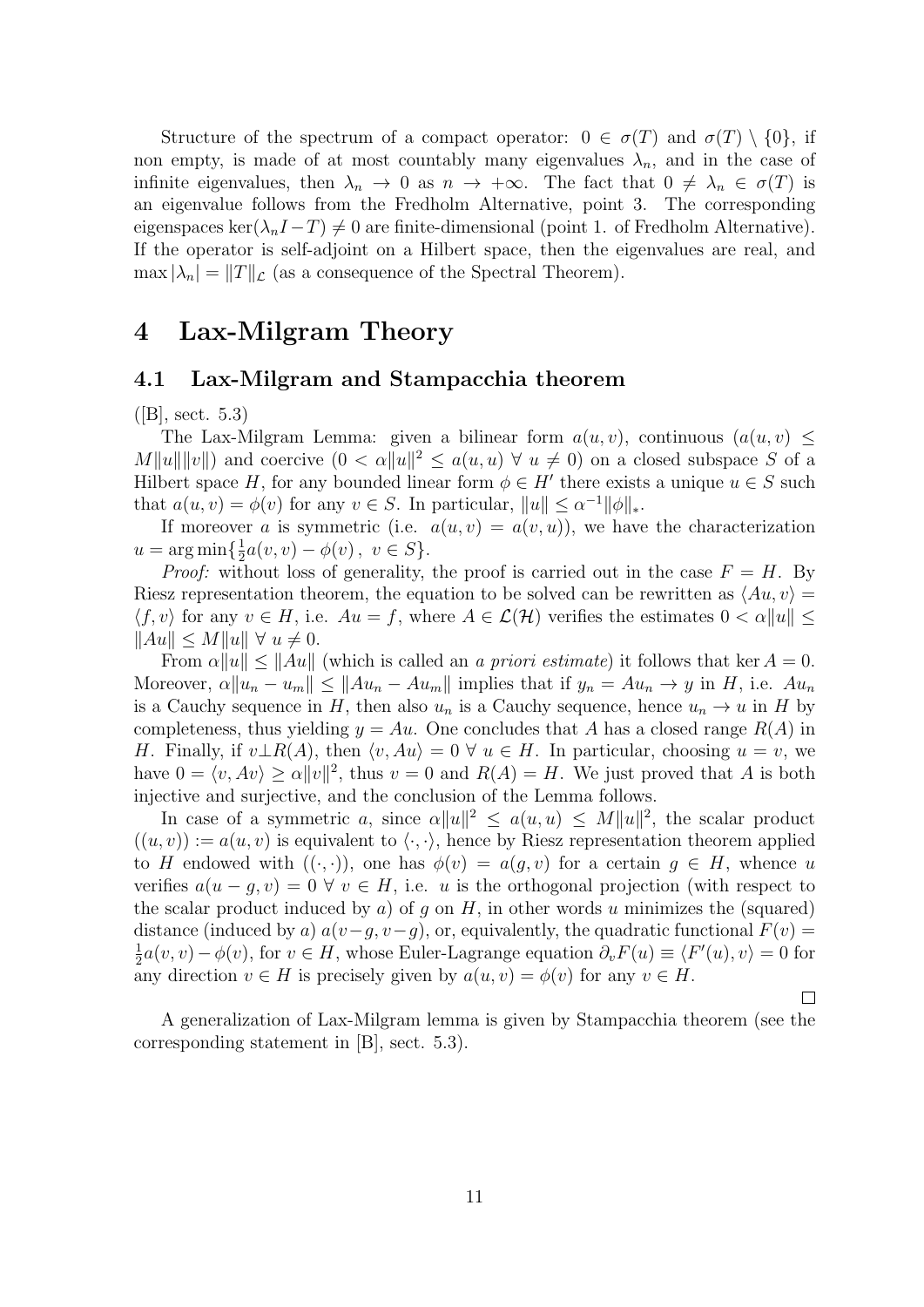Structure of the spectrum of a compact operator: $0 \in \sigma(T)$ and $\sigma(T) \setminus \{0\}$, if non empty, is made of at most countably many eigenvalues $\lambda_n$, and in the case of infinite eigenvalues, then $\lambda_n \to 0$ as $n \to +\infty$. The fact that $0 \neq \lambda_n \in \sigma(T)$ is an eigenvalue follows from the Fredholm Alternative, point 3. The corresponding eigenspaces $\ker(\lambda_n I - T) \neq 0$ are finite-dimensional (point 1. of Fredholm Alternative). If the operator is self-adjoint on a Hilbert space, then the eigenvalues are real, and $\max |\lambda_n| = \|T\|_{\mathcal{L}}$ (as a consequence of the Spectral Theorem).

# 4 Lax-Milgram Theory

## 4.1 Lax-Milgram and Stampacchia theorem

([B], sect. 5.3)

The Lax-Milgram Lemma: given a bilinear form $a(u, v)$, continuous ($a(u, v) \leq M\|u\|\|v\|$) and coercive ($0 < \alpha\|u\|^2 \leq a(u, u) \ \forall \ u \neq 0$) on a closed subspace $S$ of a Hilbert space $H$, for any bounded linear form $\phi \in H'$ there exists a unique $u \in S$ such that $a(u, v) = \phi(v)$ for any $v \in S$. In particular, $\|u\| \leq \alpha^{-1}\|\phi\|_*$.

If moreover $a$ is symmetric (i.e. $a(u, v) = a(v, u)$), we have the characterization $u = \arg\min\{\frac{1}{2}a(v, v) - \phi(v)\,,\ v \in S\}$.

*Proof:* without loss of generality, the proof is carried out in the case $F = H$. By Riesz representation theorem, the equation to be solved can be rewritten as $\langle Au, v\rangle = \langle f, v\rangle$ for any $v \in H$, i.e. $Au = f$, where $A \in \mathcal{L}(\mathcal{H})$ verifies the estimates $0 < \alpha\|u\| \leq \|Au\| \leq M\|u\| \ \forall \ u \neq 0$.

From $\alpha\|u\| \leq \|Au\|$ (which is called an *a priori estimate*) it follows that $\ker A = 0$. Moreover, $\alpha\|u_n - u_m\| \leq \|Au_n - Au_m\|$ implies that if $y_n = Au_n \to y$ in $H$, i.e. $Au_n$ is a Cauchy sequence in $H$, then also $u_n$ is a Cauchy sequence, hence $u_n \to u$ in $H$ by completeness, thus yielding $y = Au$. One concludes that $A$ has a closed range $R(A)$ in $H$. Finally, if $v \perp R(A)$, then $\langle v, Au\rangle = 0 \ \forall \ u \in H$. In particular, choosing $u = v$, we have $0 = \langle v, Av\rangle \geq \alpha\|v\|^2$, thus $v = 0$ and $R(A) = H$. We just proved that $A$ is both injective and surjective, and the conclusion of the Lemma follows.

In case of a symmetric $a$, since $\alpha\|u\|^2 \leq a(u, u) \leq M\|u\|^2$, the scalar product $((u, v)) := a(u, v)$ is equivalent to $\langle\cdot,\cdot\rangle$, hence by Riesz representation theorem applied to $H$ endowed with $((\cdot,\cdot))$, one has $\phi(v) = a(g, v)$ for a certain $g \in H$, whence $u$ verifies $a(u - g, v) = 0 \ \forall \ v \in H$, i.e. $u$ is the orthogonal projection (with respect to the scalar product induced by $a$) of $g$ on $H$, in other words $u$ minimizes the (squared) distance (induced by $a$) $a(v - g, v - g)$, or, equivalently, the quadratic functional $F(v) = \frac{1}{2}a(v, v) - \phi(v)$, for $v \in H$, whose Euler-Lagrange equation $\partial_v F(u) \equiv \langle F'(u), v\rangle = 0$ for any direction $v \in H$ is precisely given by $a(u, v) = \phi(v)$ for any $v \in H$.

□

A generalization of Lax-Milgram lemma is given by Stampacchia theorem (see the corresponding statement in [B], sect. 5.3).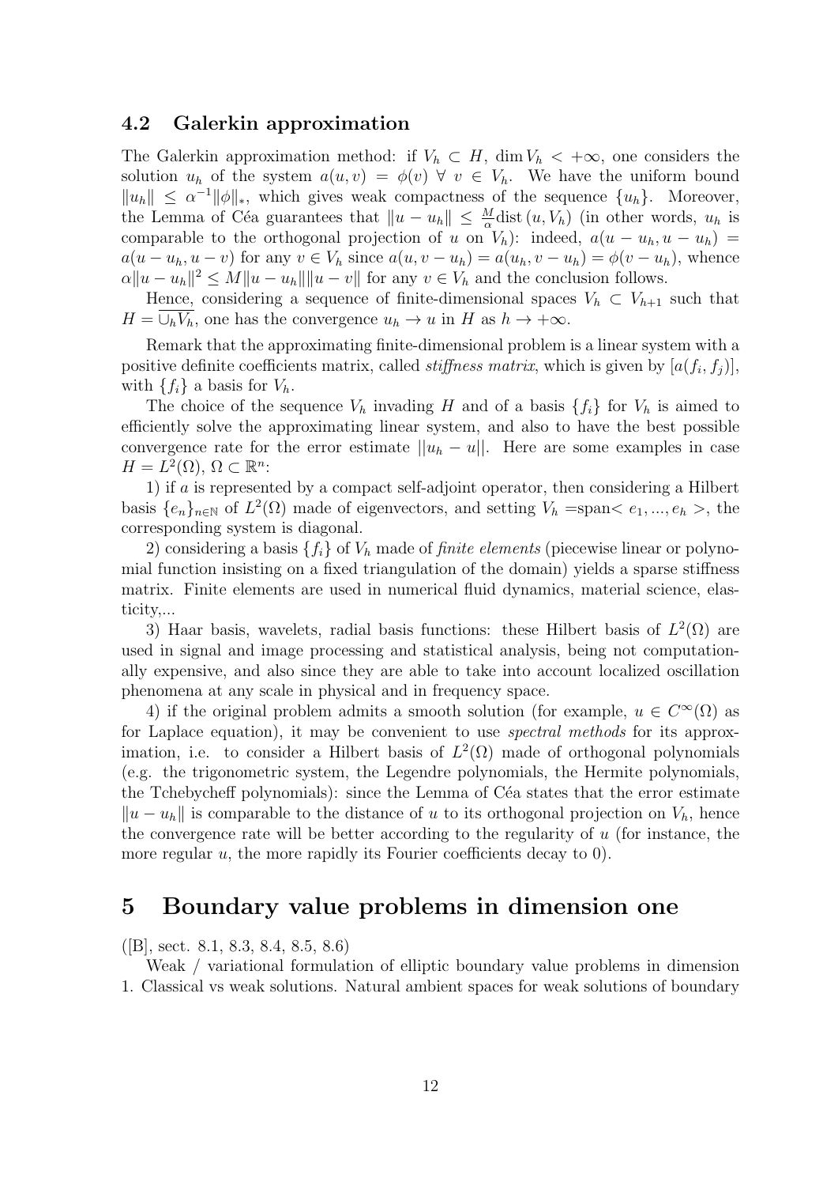### 4.2 Galerkin approximation

The Galerkin approximation method: if $V_h \subset H$, $\dim V_h < +\infty$, one considers the solution $u_h$ of the system $a(u,v) = \phi(v) \ \forall \ v \in V_h$. We have the uniform bound $\|u_h\| \le \alpha^{-1}\|\phi\|_*$, which gives weak compactness of the sequence $\{u_h\}$. Moreover, the Lemma of Céa guarantees that $\|u - u_h\| \le \frac{M}{\alpha}\text{dist}\,(u, V_h)$ (in other words, $u_h$ is comparable to the orthogonal projection of $u$ on $V_h$): indeed, $a(u - u_h, u - u_h) = a(u - u_h, u - v)$ for any $v \in V_h$ since $a(u, v - u_h) = a(u_h, v - u_h) = \phi(v - u_h)$, whence $\alpha\|u - u_h\|^2 \le M\|u - u_h\|\|u - v\|$ for any $v \in V_h$ and the conclusion follows.

Hence, considering a sequence of finite-dimensional spaces $V_h \subset V_{h+1}$ such that $H = \overline{\cup_h V_h}$, one has the convergence $u_h \to u$ in $H$ as $h \to +\infty$.

Remark that the approximating finite-dimensional problem is a linear system with a positive definite coefficients matrix, called *stiffness matrix*, which is given by $[a(f_i, f_j)]$, with $\{f_i\}$ a basis for $V_h$.

The choice of the sequence $V_h$ invading $H$ and of a basis $\{f_i\}$ for $V_h$ is aimed to efficiently solve the approximating linear system, and also to have the best possible convergence rate for the error estimate $||u_h - u||$. Here are some examples in case $H = L^2(\Omega)$, $\Omega \subset \mathbb{R}^n$:

1) if $a$ is represented by a compact self-adjoint operator, then considering a Hilbert basis $\{e_n\}_{n\in\mathbb{N}}$ of $L^2(\Omega)$ made of eigenvectors, and setting $V_h$ =span$< e_1, ..., e_h >$, the corresponding system is diagonal.

2) considering a basis $\{f_i\}$ of $V_h$ made of *finite elements* (piecewise linear or polynomial function insisting on a fixed triangulation of the domain) yields a sparse stiffness matrix. Finite elements are used in numerical fluid dynamics, material science, elasticity,...

3) Haar basis, wavelets, radial basis functions: these Hilbert basis of $L^2(\Omega)$ are used in signal and image processing and statistical analysis, being not computationally expensive, and also since they are able to take into account localized oscillation phenomena at any scale in physical and in frequency space.

4) if the original problem admits a smooth solution (for example, $u \in C^\infty(\Omega)$ as for Laplace equation), it may be convenient to use *spectral methods* for its approximation, i.e. to consider a Hilbert basis of $L^2(\Omega)$ made of orthogonal polynomials (e.g. the trigonometric system, the Legendre polynomials, the Hermite polynomials, the Tchebycheff polynomials): since the Lemma of Céa states that the error estimate $\|u - u_h\|$ is comparable to the distance of $u$ to its orthogonal projection on $V_h$, hence the convergence rate will be better according to the regularity of $u$ (for instance, the more regular $u$, the more rapidly its Fourier coefficients decay to 0).

## 5 Boundary value problems in dimension one

([B], sect. 8.1, 8.3, 8.4, 8.5, 8.6)

Weak / variational formulation of elliptic boundary value problems in dimension 1. Classical vs weak solutions. Natural ambient spaces for weak solutions of boundary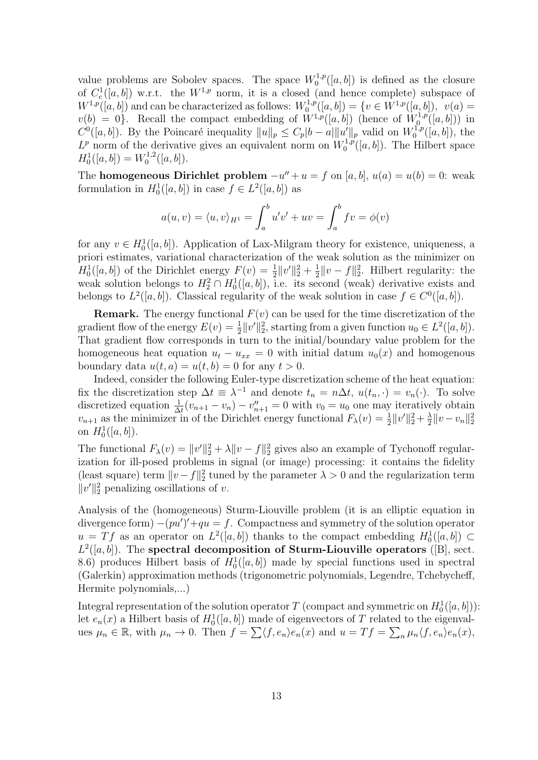value problems are Sobolev spaces. The space $W_0^{1,p}([a,b])$ is defined as the closure of $C_c^1([a,b])$ w.r.t. the $W^{1,p}$ norm, it is a closed (and hence complete) subspace of $W^{1,p}([a,b])$ and can be characterized as follows: $W_0^{1,p}([a,b]) = \{v \in W^{1,p}([a,b]),\ v(a) = v(b) = 0\}$. Recall the compact embedding of $W^{1,p}([a,b])$ (hence of $W_0^{1,p}([a,b])$) in $C^0([a,b])$. By the Poincaré inequality $\|u\|_p \le C_p|b-a|\|u'\|_p$ valid on $W_0^{1,p}([a,b])$, the $L^p$ norm of the derivative gives an equivalent norm on $W_0^{1,p}([a,b])$. The Hilbert space $H_0^1([a,b]) = W_0^{1,2}([a,b])$.

The **homogeneous Dirichlet problem** $-u'' + u = f$ on $[a,b]$, $u(a) = u(b) = 0$: weak formulation in $H_0^1([a,b])$ in case $f \in L^2([a,b])$ as

$$a(u,v) = \langle u, v\rangle_{H^1} = \int_a^b u'v' + uv = \int_a^b fv = \phi(v)$$

for any $v \in H_0^1([a,b])$. Application of Lax-Milgram theory for existence, uniqueness, a priori estimates, variational characterization of the weak solution as the minimizer on $H_0^1([a,b])$ of the Dirichlet energy $F(v) = \frac{1}{2}\|v'\|_2^2 + \frac{1}{2}\|v - f\|_2^2$. Hilbert regularity: the weak solution belongs to $H_2^2 \cap H_0^1([a,b])$, i.e. its second (weak) derivative exists and belongs to $L^2([a,b])$. Classical regularity of the weak solution in case $f \in C^0([a,b])$.

**Remark.** The energy functional $F(v)$ can be used for the time discretization of the gradient flow of the energy $E(v) = \frac{1}{2}\|v'\|_2^2$, starting from a given function $u_0 \in L^2([a,b])$. That gradient flow corresponds in turn to the initial/boundary value problem for the homogeneous heat equation $u_t - u_{xx} = 0$ with initial datum $u_0(x)$ and homogenous boundary data $u(t,a) = u(t,b) = 0$ for any $t > 0$.

Indeed, consider the following Euler-type discretization scheme of the heat equation: fix the discretization step $\Delta t \equiv \lambda^{-1}$ and denote $t_n = n\Delta t$, $u(t_n, \cdot) = v_n(\cdot)$. To solve discretized equation $\frac{1}{\Delta t}(v_{n+1} - v_n) - v''_{n+1} = 0$ with $v_0 = u_0$ one may iteratively obtain $v_{n+1}$ as the minimizer in of the Dirichlet energy functional $F_\lambda(v) = \frac{1}{2}\|v'\|_2^2 + \frac{\lambda}{2}\|v - v_n\|_2^2$ on $H_0^1([a,b])$.

The functional $F_\lambda(v) = \|v'\|_2^2 + \lambda\|v - f\|_2^2$ gives also an example of Tychonoff regularization for ill-posed problems in signal (or image) processing: it contains the fidelity (least square) term $\|v - f\|_2^2$ tuned by the parameter $\lambda > 0$ and the regularization term $\|v'\|_2^2$ penalizing oscillations of $v$.

Analysis of the (homogeneous) Sturm-Liouville problem (it is an elliptic equation in divergence form) $-(pu')' + qu = f$. Compactness and symmetry of the solution operator $u = Tf$ as an operator on $L^2([a,b])$ thanks to the compact embedding $H_0^1([a,b]) \subset L^2([a,b])$. The **spectral decomposition of Sturm-Liouville operators** ([B], sect. 8.6) produces Hilbert basis of $H_0^1([a,b])$ made by special functions used in spectral (Galerkin) approximation methods (trigonometric polynomials, Legendre, Tchebycheff, Hermite polynomials,...)

Integral representation of the solution operator $T$ (compact and symmetric on $H_0^1([a,b])$): let $e_n(x)$ a Hilbert basis of $H_0^1([a,b])$ made of eigenvectors of $T$ related to the eigenvalues $\mu_n \in \mathbb{R}$, with $\mu_n \to 0$. Then $f = \sum \langle f, e_n\rangle e_n(x)$ and $u = Tf = \sum_n \mu_n \langle f, e_n\rangle e_n(x)$,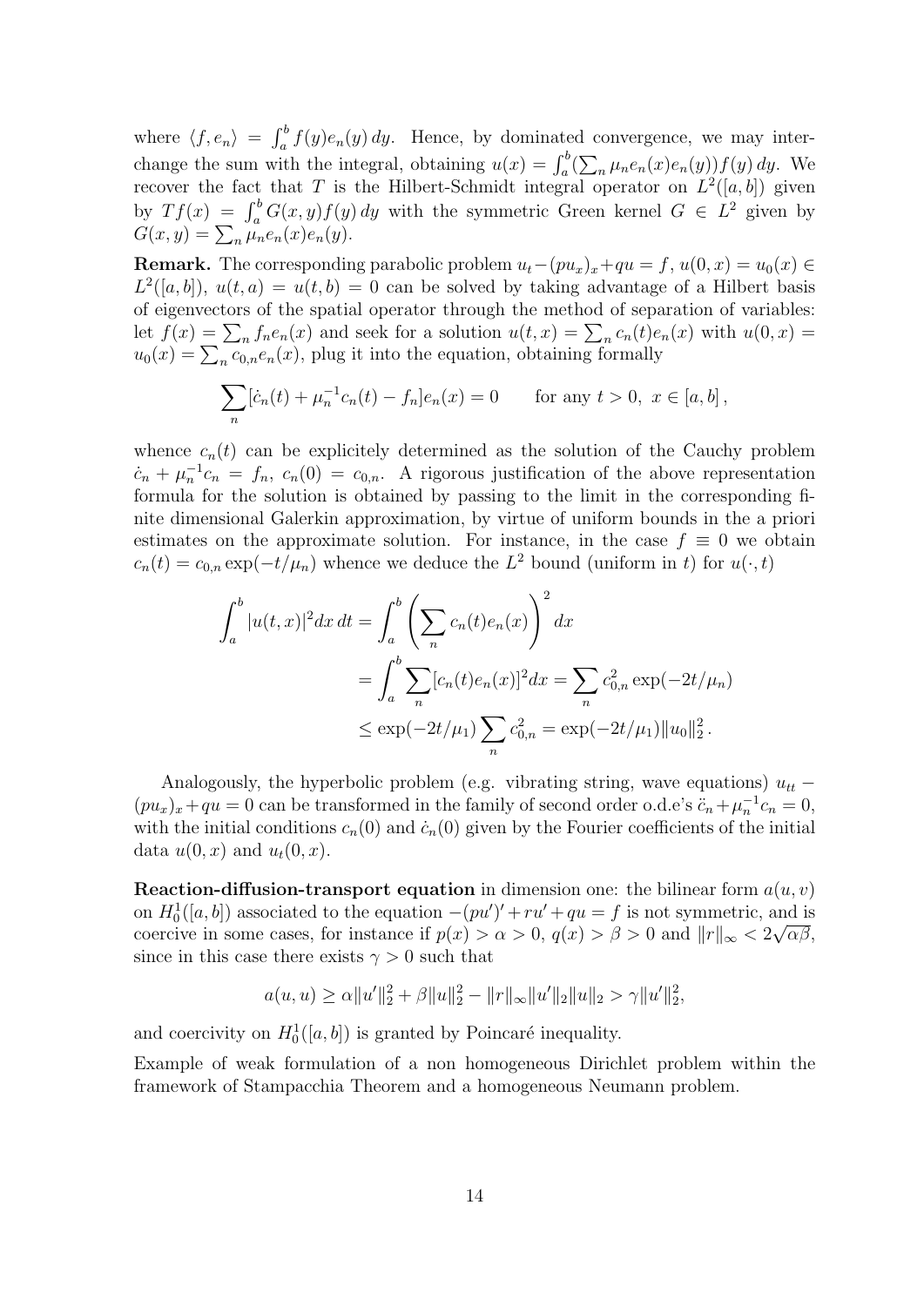where $\langle f, e_n \rangle = \int_a^b f(y)e_n(y)\, dy$. Hence, by dominated convergence, we may interchange the sum with the integral, obtaining $u(x) = \int_a^b (\sum_n \mu_n e_n(x)e_n(y))f(y)\, dy$. We recover the fact that $T$ is the Hilbert-Schmidt integral operator on $L^2([a,b])$ given by $Tf(x) = \int_a^b G(x,y)f(y)\, dy$ with the symmetric Green kernel $G \in L^2$ given by $G(x,y) = \sum_n \mu_n e_n(x)e_n(y)$.

**Remark.** The corresponding parabolic problem $u_t - (pu_x)_x + qu = f$, $u(0,x) = u_0(x) \in L^2([a,b])$, $u(t,a) = u(t,b) = 0$ can be solved by taking advantage of a Hilbert basis of eigenvectors of the spatial operator through the method of separation of variables: let $f(x) = \sum_n f_n e_n(x)$ and seek for a solution $u(t,x) = \sum_n c_n(t)e_n(x)$ with $u(0,x) = u_0(x) = \sum_n c_{0,n}e_n(x)$, plug it into the equation, obtaining formally

$$\sum_n [\dot{c}_n(t) + \mu_n^{-1}c_n(t) - f_n]e_n(x) = 0 \qquad \text{for any } t > 0,\ x \in [a,b]\,,$$

whence $c_n(t)$ can be explicitely determined as the solution of the Cauchy problem $\dot{c}_n + \mu_n^{-1}c_n = f_n$, $c_n(0) = c_{0,n}$. A rigorous justification of the above representation formula for the solution is obtained by passing to the limit in the corresponding finite dimensional Galerkin approximation, by virtue of uniform bounds in the a priori estimates on the approximate solution. For instance, in the case $f \equiv 0$ we obtain $c_n(t) = c_{0,n}\exp(-t/\mu_n)$ whence we deduce the $L^2$ bound (uniform in $t$) for $u(\cdot,t)$

$$\begin{aligned}
\int_a^b |u(t,x)|^2 dx\, dt &= \int_a^b \left(\sum_n c_n(t)e_n(x)\right)^2 dx \\
&= \int_a^b \sum_n [c_n(t)e_n(x)]^2 dx = \sum_n c_{0,n}^2 \exp(-2t/\mu_n) \\
&\leq \exp(-2t/\mu_1)\sum_n c_{0,n}^2 = \exp(-2t/\mu_1)\|u_0\|_2^2\,.
\end{aligned}$$

Analogously, the hyperbolic problem (e.g. vibrating string, wave equations) $u_{tt} - (pu_x)_x + qu = 0$ can be transformed in the family of second order o.d.e's $\ddot{c}_n + \mu_n^{-1}c_n = 0$, with the initial conditions $c_n(0)$ and $\dot{c}_n(0)$ given by the Fourier coefficients of the initial data $u(0,x)$ and $u_t(0,x)$.

**Reaction-diffusion-transport equation** in dimension one: the bilinear form $a(u,v)$ on $H_0^1([a,b])$ associated to the equation $-(pu')' + ru' + qu = f$ is not symmetric, and is coercive in some cases, for instance if $p(x) > \alpha > 0$, $q(x) > \beta > 0$ and $\|r\|_\infty < 2\sqrt{\alpha\beta}$, since in this case there exists $\gamma > 0$ such that

$$a(u,u) \geq \alpha\|u'\|_2^2 + \beta\|u\|_2^2 - \|r\|_\infty\|u'\|_2\|u\|_2 > \gamma\|u'\|_2^2,$$

and coercivity on $H_0^1([a,b])$ is granted by Poincaré inequality.

Example of weak formulation of a non homogeneous Dirichlet problem within the framework of Stampacchia Theorem and a homogeneous Neumann problem.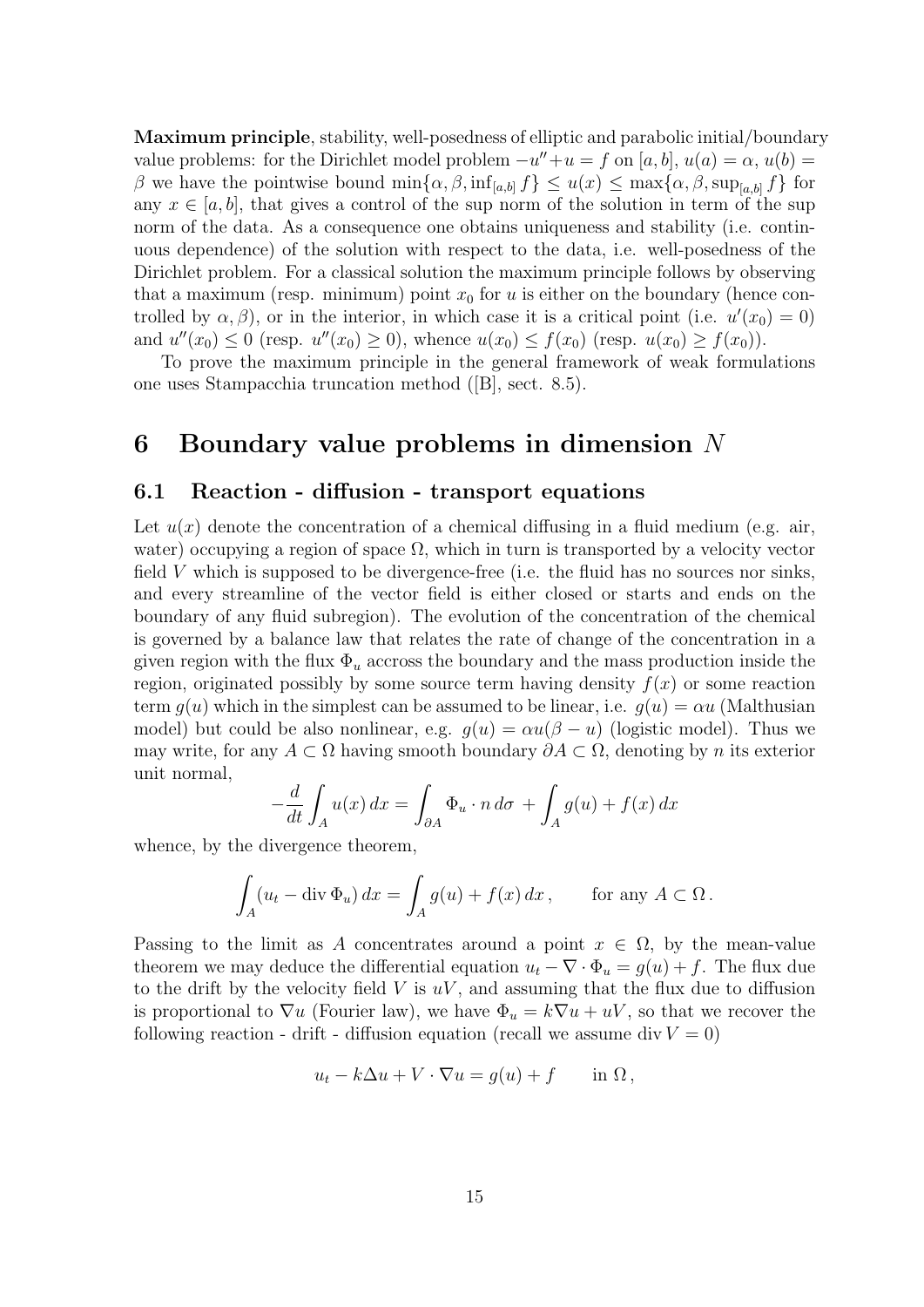**Maximum principle**, stability, well-posedness of elliptic and parabolic initial/boundary value problems: for the Dirichlet model problem $-u''+u = f$ on $[a, b]$, $u(a) = \alpha$, $u(b) = \beta$ we have the pointwise bound $\min\{\alpha, \beta, \inf_{[a,b]} f\} \leq u(x) \leq \max\{\alpha, \beta, \sup_{[a,b]} f\}$ for any $x \in [a, b]$, that gives a control of the sup norm of the solution in term of the sup norm of the data. As a consequence one obtains uniqueness and stability (i.e. continuous dependence) of the solution with respect to the data, i.e. well-posedness of the Dirichlet problem. For a classical solution the maximum principle follows by observing that a maximum (resp. minimum) point $x_0$ for $u$ is either on the boundary (hence controlled by $\alpha, \beta$), or in the interior, in which case it is a critical point (i.e. $u'(x_0) = 0$) and $u''(x_0) \leq 0$ (resp. $u''(x_0) \geq 0$), whence $u(x_0) \leq f(x_0)$ (resp. $u(x_0) \geq f(x_0)$).

To prove the maximum principle in the general framework of weak formulations one uses Stampacchia truncation method ([B], sect. 8.5).

# 6 Boundary value problems in dimension $N$

## 6.1 Reaction - diffusion - transport equations

Let $u(x)$ denote the concentration of a chemical diffusing in a fluid medium (e.g. air, water) occupying a region of space $\Omega$, which in turn is transported by a velocity vector field $V$ which is supposed to be divergence-free (i.e. the fluid has no sources nor sinks, and every streamline of the vector field is either closed or starts and ends on the boundary of any fluid subregion). The evolution of the concentration of the chemical is governed by a balance law that relates the rate of change of the concentration in a given region with the flux $\Phi_u$ accross the boundary and the mass production inside the region, originated possibly by some source term having density $f(x)$ or some reaction term $g(u)$ which in the simplest can be assumed to be linear, i.e. $g(u) = \alpha u$ (Malthusian model) but could be also nonlinear, e.g. $g(u) = \alpha u(\beta - u)$ (logistic model). Thus we may write, for any $A \subset \Omega$ having smooth boundary $\partial A \subset \Omega$, denoting by $n$ its exterior unit normal,

$$-\frac{d}{dt}\int_A u(x)\,dx = \int_{\partial A} \Phi_u \cdot n\,d\sigma\, + \int_A g(u) + f(x)\,dx$$

whence, by the divergence theorem,

$$\int_A (u_t - \operatorname{div}\Phi_u)\,dx = \int_A g(u) + f(x)\,dx\,, \qquad \text{for any } A \subset \Omega\,.$$

Passing to the limit as $A$ concentrates around a point $x \in \Omega$, by the mean-value theorem we may deduce the differential equation $u_t - \nabla \cdot \Phi_u = g(u) + f$. The flux due to the drift by the velocity field $V$ is $uV$, and assuming that the flux due to diffusion is proportional to $\nabla u$ (Fourier law), we have $\Phi_u = k\nabla u + uV$, so that we recover the following reaction - drift - diffusion equation (recall we assume $\operatorname{div} V = 0$)

$$u_t - k\Delta u + V \cdot \nabla u = g(u) + f \qquad \text{in } \Omega\,,$$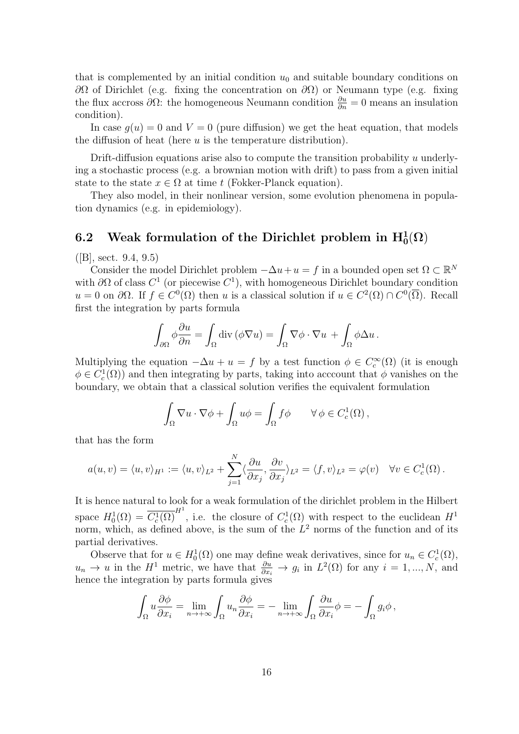that is complemented by an initial condition $u_0$ and suitable boundary conditions on $\partial\Omega$ of Dirichlet (e.g. fixing the concentration on $\partial\Omega$) or Neumann type (e.g. fixing the flux accross $\partial\Omega$: the homogeneous Neumann condition $\frac{\partial u}{\partial n} = 0$ means an insulation condition).

In case $g(u) = 0$ and $V = 0$ (pure diffusion) we get the heat equation, that models the diffusion of heat (here $u$ is the temperature distribution).

Drift-diffusion equations arise also to compute the transition probability $u$ underlying a stochastic process (e.g. a brownian motion with drift) to pass from a given initial state to the state $x \in \Omega$ at time $t$ (Fokker-Planck equation).

They also model, in their nonlinear version, some evolution phenomena in population dynamics (e.g. in epidemiology).

## 6.2 Weak formulation of the Dirichlet problem in $\mathbf{H}_0^1(\Omega)$

([B], sect. 9.4, 9.5)

Consider the model Dirichlet problem $-\Delta u + u = f$ in a bounded open set $\Omega \subset \mathbb{R}^N$ with $\partial\Omega$ of class $C^1$ (or piecewise $C^1$), with homogeneous Dirichlet boundary condition $u = 0$ on $\partial\Omega$. If $f \in C^0(\Omega)$ then $u$ is a classical solution if $u \in C^2(\Omega) \cap C^0(\overline{\Omega})$. Recall first the integration by parts formula

$$\int_{\partial\Omega} \phi \frac{\partial u}{\partial n} = \int_\Omega \operatorname{div}(\phi \nabla u) = \int_\Omega \nabla\phi \cdot \nabla u + \int_\Omega \phi \Delta u \,.$$

Multiplying the equation $-\Delta u + u = f$ by a test function $\phi \in C_c^\infty(\Omega)$ (it is enough $\phi \in C_c^1(\Omega)$) and then integrating by parts, taking into acccount that $\phi$ vanishes on the boundary, we obtain that a classical solution verifies the equivalent formulation

$$\int_\Omega \nabla u \cdot \nabla\phi + \int_\Omega u\phi = \int_\Omega f\phi \qquad \forall\, \phi \in C_c^1(\Omega)\,,$$

that has the form

$$a(u,v) = \langle u, v\rangle_{H^1} := \langle u, v\rangle_{L^2} + \sum_{j=1}^N \langle \frac{\partial u}{\partial x_j}, \frac{\partial v}{\partial x_j}\rangle_{L^2} = \langle f, v\rangle_{L^2} = \varphi(v) \quad \forall v \in C_c^1(\Omega)\,.$$

It is hence natural to look for a weak formulation of the dirichlet problem in the Hilbert space $H_0^1(\Omega) = \overline{C_c^1(\Omega)}^{H^1}$, i.e. the closure of $C_c^1(\Omega)$ with respect to the euclidean $H^1$ norm, which, as defined above, is the sum of the $L^2$ norms of the function and of its partial derivatives.

Observe that for $u \in H_0^1(\Omega)$ one may define weak derivatives, since for $u_n \in C_c^1(\Omega)$, $u_n \to u$ in the $H^1$ metric, we have that $\frac{\partial u}{\partial x_i} \to g_i$ in $L^2(\Omega)$ for any $i = 1, ..., N$, and hence the integration by parts formula gives

$$\int_\Omega u \frac{\partial \phi}{\partial x_i} = \lim_{n\to+\infty} \int_\Omega u_n \frac{\partial \phi}{\partial x_i} = -\lim_{n\to+\infty} \int_\Omega \frac{\partial u}{\partial x_i}\phi = -\int_\Omega g_i \phi\,,$$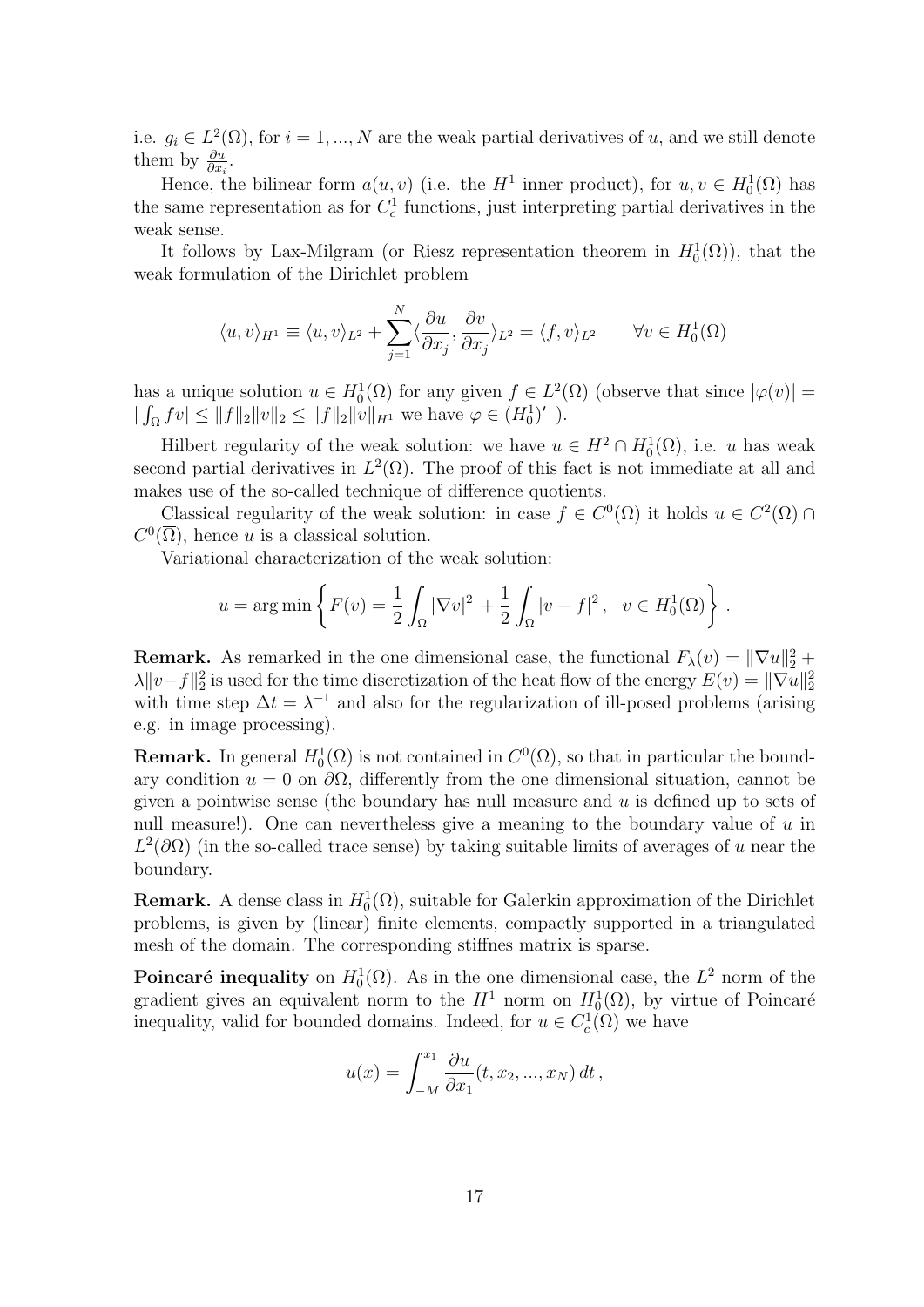i.e. $g_i \in L^2(\Omega)$, for $i = 1, ..., N$ are the weak partial derivatives of $u$, and we still denote them by $\frac{\partial u}{\partial x_i}$.

Hence, the bilinear form $a(u, v)$ (i.e. the $H^1$ inner product), for $u, v \in H_0^1(\Omega)$ has the same representation as for $C_c^1$ functions, just interpreting partial derivatives in the weak sense.

It follows by Lax-Milgram (or Riesz representation theorem in $H_0^1(\Omega)$), that the weak formulation of the Dirichlet problem

$$\langle u, v\rangle_{H^1} \equiv \langle u, v\rangle_{L^2} + \sum_{j=1}^{N} \langle \frac{\partial u}{\partial x_j}, \frac{\partial v}{\partial x_j}\rangle_{L^2} = \langle f, v\rangle_{L^2} \qquad \forall v \in H_0^1(\Omega)$$

has a unique solution $u \in H_0^1(\Omega)$ for any given $f \in L^2(\Omega)$ (observe that since $|\varphi(v)| = |\int_\Omega fv| \leq \|f\|_2 \|v\|_2 \leq \|f\|_2 \|v\|_{H^1}$ we have $\varphi \in (H_0^1)'$ ).

Hilbert regularity of the weak solution: we have $u \in H^2 \cap H_0^1(\Omega)$, i.e. $u$ has weak second partial derivatives in $L^2(\Omega)$. The proof of this fact is not immediate at all and makes use of the so-called technique of difference quotients.

Classical regularity of the weak solution: in case $f \in C^0(\Omega)$ it holds $u \in C^2(\Omega) \cap C^0(\overline{\Omega})$, hence $u$ is a classical solution.

Variational characterization of the weak solution:

$$u = \arg\min \left\{ F(v) = \frac{1}{2}\int_\Omega |\nabla v|^2 + \frac{1}{2}\int_\Omega |v - f|^2 , \quad v \in H_0^1(\Omega) \right\} .$$

**Remark.** As remarked in the one dimensional case, the functional $F_\lambda(v) = \|\nabla u\|_2^2 + \lambda \|v - f\|_2^2$ is used for the time discretization of the heat flow of the energy $E(v) = \|\nabla u\|_2^2$ with time step $\Delta t = \lambda^{-1}$ and also for the regularization of ill-posed problems (arising e.g. in image processing).

**Remark.** In general $H_0^1(\Omega)$ is not contained in $C^0(\Omega)$, so that in particular the boundary condition $u = 0$ on $\partial\Omega$, differently from the one dimensional situation, cannot be given a pointwise sense (the boundary has null measure and $u$ is defined up to sets of null measure!). One can nevertheless give a meaning to the boundary value of $u$ in $L^2(\partial\Omega)$ (in the so-called trace sense) by taking suitable limits of averages of $u$ near the boundary.

**Remark.** A dense class in $H_0^1(\Omega)$, suitable for Galerkin approximation of the Dirichlet problems, is given by (linear) finite elements, compactly supported in a triangulated mesh of the domain. The corresponding stiffnes matrix is sparse.

**Poincaré inequality** on $H_0^1(\Omega)$. As in the one dimensional case, the $L^2$ norm of the gradient gives an equivalent norm to the $H^1$ norm on $H_0^1(\Omega)$, by virtue of Poincaré inequality, valid for bounded domains. Indeed, for $u \in C_c^1(\Omega)$ we have

$$u(x) = \int_{-M}^{x_1} \frac{\partial u}{\partial x_1}(t, x_2, ..., x_N)\, dt\,,$$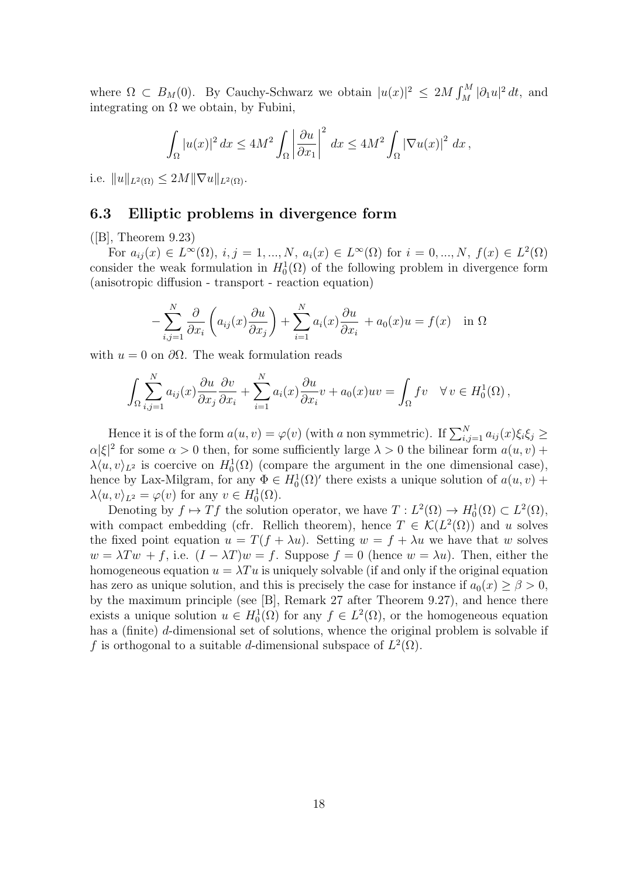where $\Omega \subset B_M(0)$. By Cauchy-Schwarz we obtain $|u(x)|^2 \leq 2M \int_M^M |\partial_1 u|^2 \, dt$, and integrating on $\Omega$ we obtain, by Fubini,

$$\int_\Omega |u(x)|^2 \, dx \leq 4M^2 \int_\Omega \left| \frac{\partial u}{\partial x_1} \right|^2 \, dx \leq 4M^2 \int_\Omega |\nabla u(x)|^2 \, dx \,,$$

i.e. $\|u\|_{L^2(\Omega)} \leq 2M \|\nabla u\|_{L^2(\Omega)}$.

### 6.3 Elliptic problems in divergence form

([B], Theorem 9.23)

For $a_{ij}(x) \in L^\infty(\Omega)$, $i, j = 1, ..., N$, $a_i(x) \in L^\infty(\Omega)$ for $i = 0, ..., N$, $f(x) \in L^2(\Omega)$ consider the weak formulation in $H_0^1(\Omega)$ of the following problem in divergence form (anisotropic diffusion - transport - reaction equation)

$$-\sum_{i,j=1}^N \frac{\partial}{\partial x_i} \left( a_{ij}(x) \frac{\partial u}{\partial x_j} \right) + \sum_{i=1}^N a_i(x) \frac{\partial u}{\partial x_i} + a_0(x) u = f(x) \quad \text{in } \Omega$$

with $u = 0$ on $\partial\Omega$. The weak formulation reads

$$\int_\Omega \sum_{i,j=1}^N a_{ij}(x) \frac{\partial u}{\partial x_j} \frac{\partial v}{\partial x_i} + \sum_{i=1}^N a_i(x) \frac{\partial u}{\partial x_i} v + a_0(x) u v = \int_\Omega f v \quad \forall \, v \in H_0^1(\Omega) \,,$$

Hence it is of the form $a(u, v) = \varphi(v)$ (with $a$ non symmetric). If $\sum_{i,j=1}^N a_{ij}(x) \xi_i \xi_j \geq \alpha |\xi|^2$ for some $\alpha > 0$ then, for some sufficiently large $\lambda > 0$ the bilinear form $a(u, v) + \lambda \langle u, v \rangle_{L^2}$ is coercive on $H_0^1(\Omega)$ (compare the argument in the one dimensional case), hence by Lax-Milgram, for any $\Phi \in H_0^1(\Omega)'$ there exists a unique solution of $a(u, v) + \lambda \langle u, v \rangle_{L^2} = \varphi(v)$ for any $v \in H_0^1(\Omega)$.

Denoting by $f \mapsto Tf$ the solution operator, we have $T : L^2(\Omega) \to H_0^1(\Omega) \subset L^2(\Omega)$, with compact embedding (cfr. Rellich theorem), hence $T \in \mathcal{K}(L^2(\Omega))$ and $u$ solves the fixed point equation $u = T(f + \lambda u)$. Setting $w = f + \lambda u$ we have that $w$ solves $w = \lambda T w + f$, i.e. $(I - \lambda T) w = f$. Suppose $f = 0$ (hence $w = \lambda u$). Then, either the homogeneous equation $u = \lambda T u$ is uniquely solvable (if and only if the original equation has zero as unique solution, and this is precisely the case for instance if $a_0(x) \geq \beta > 0$, by the maximum principle (see [B], Remark 27 after Theorem 9.27), and hence there exists a unique solution $u \in H_0^1(\Omega)$ for any $f \in L^2(\Omega)$, or the homogeneous equation has a (finite) $d$-dimensional set of solutions, whence the original problem is solvable if $f$ is orthogonal to a suitable $d$-dimensional subspace of $L^2(\Omega)$.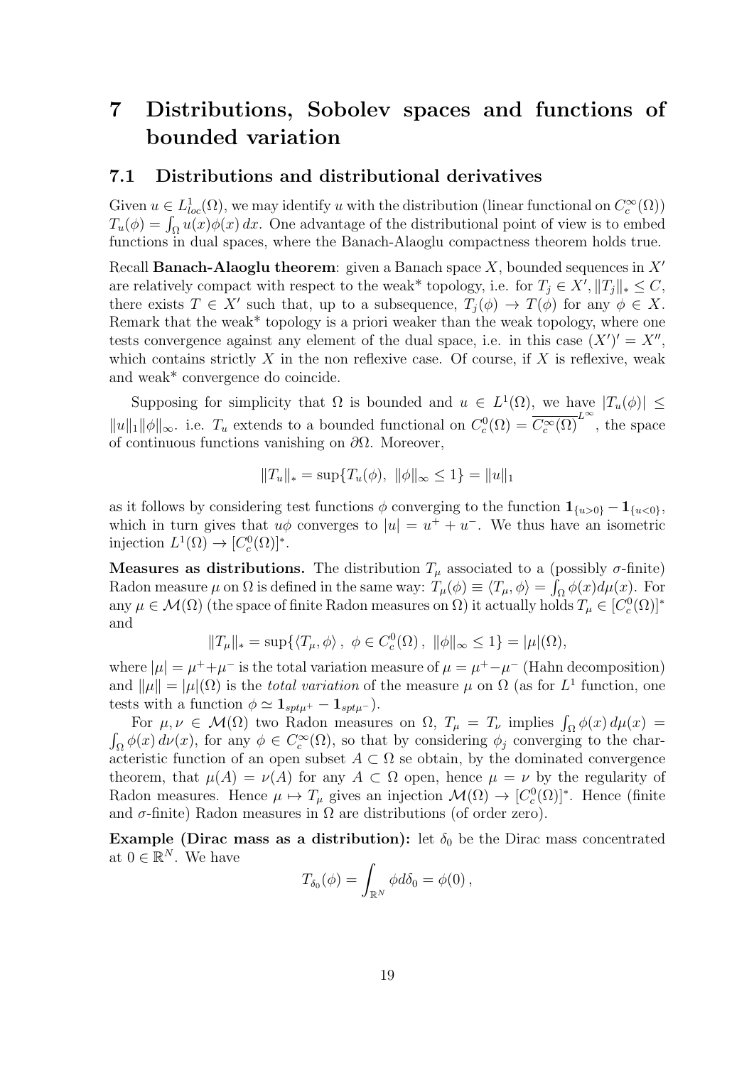# 7 Distributions, Sobolev spaces and functions of bounded variation

## 7.1 Distributions and distributional derivatives

Given $u \in L^1_{loc}(\Omega)$, we may identify $u$ with the distribution (linear functional on $C_c^\infty(\Omega)$) $T_u(\phi) = \int_\Omega u(x)\phi(x)\,dx$. One advantage of the distributional point of view is to embed functions in dual spaces, where the Banach-Alaoglu compactness theorem holds true.

Recall **Banach-Alaoglu theorem**: given a Banach space $X$, bounded sequences in $X'$ are relatively compact with respect to the weak* topology, i.e. for $T_j \in X', \|T_j\|_* \leq C$, there exists $T \in X'$ such that, up to a subsequence, $T_j(\phi) \to T(\phi)$ for any $\phi \in X$. Remark that the weak* topology is a priori weaker than the weak topology, where one tests convergence against any element of the dual space, i.e. in this case $(X')' = X''$, which contains strictly $X$ in the non reflexive case. Of course, if $X$ is reflexive, weak and weak* convergence do coincide.

Supposing for simplicity that $\Omega$ is bounded and $u \in L^1(\Omega)$, we have $|T_u(\phi)| \leq \|u\|_1 \|\phi\|_\infty$. i.e. $T_u$ extends to a bounded functional on $C_c^0(\Omega) = \overline{C_c^\infty(\Omega)}^{L^\infty}$, the space of continuous functions vanishing on $\partial\Omega$. Moreover,

$$\|T_u\|_* = \sup\{T_u(\phi),\ \|\phi\|_\infty \leq 1\} = \|u\|_1$$

as it follows by considering test functions $\phi$ converging to the function $\mathbf{1}_{\{u>0\}} - \mathbf{1}_{\{u<0\}}$, which in turn gives that $u\phi$ converges to $|u| = u^+ + u^-$. We thus have an isometric injection $L^1(\Omega) \to [C_c^0(\Omega)]^*$.

**Measures as distributions.** The distribution $T_\mu$ associated to a (possibly $\sigma$-finite) Radon measure $\mu$ on $\Omega$ is defined in the same way: $T_\mu(\phi) \equiv \langle T_\mu, \phi\rangle = \int_\Omega \phi(x) d\mu(x)$. For any $\mu \in \mathcal{M}(\Omega)$ (the space of finite Radon measures on $\Omega$) it actually holds $T_\mu \in [C_c^0(\Omega)]^*$ and

$$\|T_\mu\|_* = \sup\{\langle T_\mu, \phi\rangle\,,\ \phi \in C_c^0(\Omega)\,,\ \|\phi\|_\infty \leq 1\} = |\mu|(\Omega),$$

where $|\mu| = \mu^+ + \mu^-$ is the total variation measure of $\mu = \mu^+ - \mu^-$ (Hahn decomposition) and $\|\mu\| = |\mu|(\Omega)$ is the *total variation* of the measure $\mu$ on $\Omega$ (as for $L^1$ function, one tests with a function $\phi \simeq \mathbf{1}_{spt\mu^+} - \mathbf{1}_{spt\mu^-}$).

For $\mu, \nu \in \mathcal{M}(\Omega)$ two Radon measures on $\Omega$, $T_\mu = T_\nu$ implies $\int_\Omega \phi(x)\,d\mu(x) = \int_\Omega \phi(x)\,d\nu(x)$, for any $\phi \in C_c^\infty(\Omega)$, so that by considering $\phi_j$ converging to the characteristic function of an open subset $A \subset \Omega$ se obtain, by the dominated convergence theorem, that $\mu(A) = \nu(A)$ for any $A \subset \Omega$ open, hence $\mu = \nu$ by the regularity of Radon measures. Hence $\mu \mapsto T_\mu$ gives an injection $\mathcal{M}(\Omega) \to [C_c^0(\Omega)]^*$. Hence (finite and $\sigma$-finite) Radon measures in $\Omega$ are distributions (of order zero).

**Example (Dirac mass as a distribution):** let $\delta_0$ be the Dirac mass concentrated at $0 \in \mathbb{R}^N$. We have

$$T_{\delta_0}(\phi) = \int_{\mathbb{R}^N} \phi d\delta_0 = \phi(0)\,,$$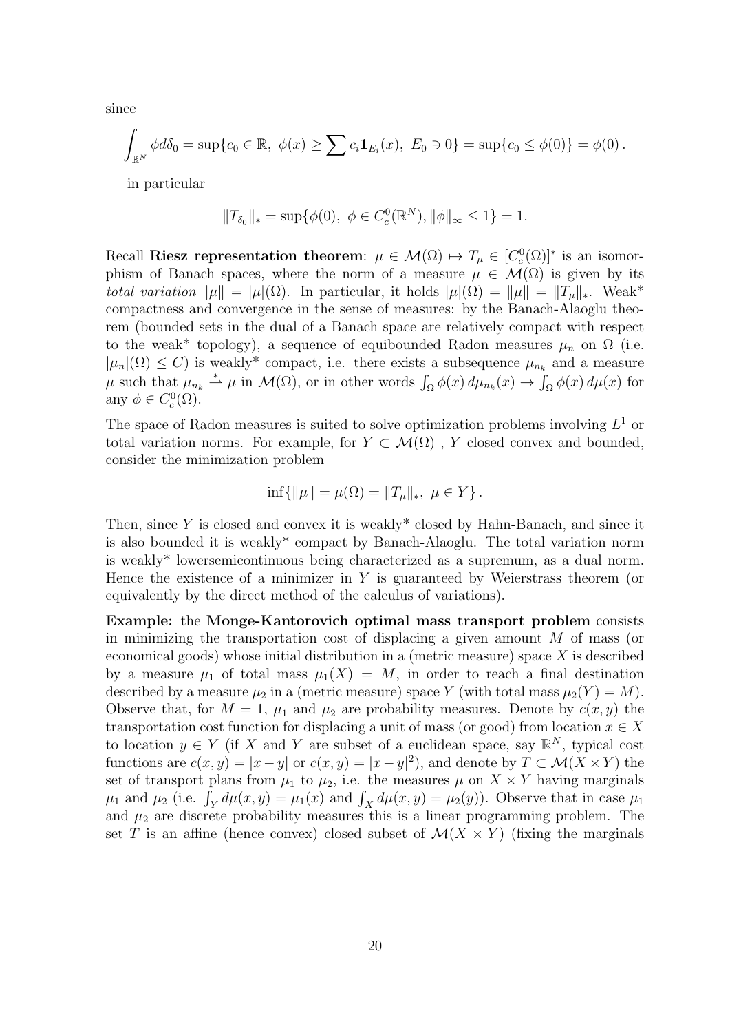since

$$\int_{\mathbb{R}^N} \phi d\delta_0 = \sup\{c_0 \in \mathbb{R},\ \phi(x) \geq \sum c_i \mathbf{1}_{E_i}(x),\ E_0 \ni 0\} = \sup\{c_0 \leq \phi(0)\} = \phi(0)\,.$$

in particular

$$\|T_{\delta_0}\|_* = \sup\{\phi(0),\ \phi \in C^0_c(\mathbb{R}^N), \|\phi\|_\infty \leq 1\} = 1.$$

Recall **Riesz representation theorem**: $\mu \in \mathcal{M}(\Omega) \mapsto T_\mu \in [C^0_c(\Omega)]^*$ is an isomorphism of Banach spaces, where the norm of a measure $\mu \in \mathcal{M}(\Omega)$ is given by its *total variation* $\|\mu\| = |\mu|(\Omega)$. In particular, it holds $|\mu|(\Omega) = \|\mu\| = \|T_\mu\|_*$. Weak* compactness and convergence in the sense of measures: by the Banach-Alaoglu theorem (bounded sets in the dual of a Banach space are relatively compact with respect to the weak* topology), a sequence of equibounded Radon measures $\mu_n$ on $\Omega$ (i.e. $|\mu_n|(\Omega) \leq C$) is weakly* compact, i.e. there exists a subsequence $\mu_{n_k}$ and a measure $\mu$ such that $\mu_{n_k} \overset{*}{\rightharpoonup} \mu$ in $\mathcal{M}(\Omega)$, or in other words $\int_\Omega \phi(x)\, d\mu_{n_k}(x) \to \int_\Omega \phi(x)\, d\mu(x)$ for any $\phi \in C^0_c(\Omega)$.

The space of Radon measures is suited to solve optimization problems involving $L^1$ or total variation norms. For example, for $Y \subset \mathcal{M}(\Omega)$ , $Y$ closed convex and bounded, consider the minimization problem

$$\inf\{\|\mu\| = \mu(\Omega) = \|T_\mu\|_*,\ \mu \in Y\}\,.$$

Then, since $Y$ is closed and convex it is weakly* closed by Hahn-Banach, and since it is also bounded it is weakly* compact by Banach-Alaoglu. The total variation norm is weakly* lowersemicontinuous being characterized as a supremum, as a dual norm. Hence the existence of a minimizer in $Y$ is guaranteed by Weierstrass theorem (or equivalently by the direct method of the calculus of variations).

**Example:** the **Monge-Kantorovich optimal mass transport problem** consists in minimizing the transportation cost of displacing a given amount $M$ of mass (or economical goods) whose initial distribution in a (metric measure) space $X$ is described by a measure $\mu_1$ of total mass $\mu_1(X) = M$, in order to reach a final destination described by a measure $\mu_2$ in a (metric measure) space $Y$ (with total mass $\mu_2(Y) = M$). Observe that, for $M = 1$, $\mu_1$ and $\mu_2$ are probability measures. Denote by $c(x, y)$ the transportation cost function for displacing a unit of mass (or good) from location $x \in X$ to location $y \in Y$ (if $X$ and $Y$ are subset of a euclidean space, say $\mathbb{R}^N$, typical cost functions are $c(x, y) = |x - y|$ or $c(x, y) = |x - y|^2$), and denote by $T \subset \mathcal{M}(X \times Y)$ the set of transport plans from $\mu_1$ to $\mu_2$, i.e. the measures $\mu$ on $X \times Y$ having marginals $\mu_1$ and $\mu_2$ (i.e. $\int_Y d\mu(x, y) = \mu_1(x)$ and $\int_X d\mu(x, y) = \mu_2(y)$). Observe that in case $\mu_1$ and $\mu_2$ are discrete probability measures this is a linear programming problem. The set $T$ is an affine (hence convex) closed subset of $\mathcal{M}(X \times Y)$ (fixing the marginals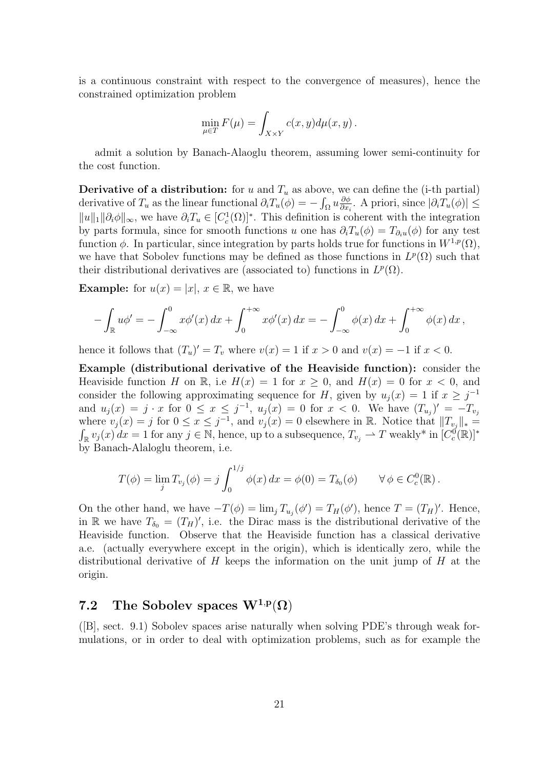is a continuous constraint with respect to the convergence of measures), hence the constrained optimization problem

$$\min_{\mu \in T} F(\mu) = \int_{X\times Y} c(x,y) d\mu(x,y)\,.$$

admit a solution by Banach-Alaoglu theorem, assuming lower semi-continuity for the cost function.

**Derivative of a distribution:** for $u$ and $T_u$ as above, we can define the (i-th partial) derivative of $T_u$ as the linear functional $\partial_i T_u(\phi) = -\int_\Omega u \frac{\partial \phi}{\partial x_i}$. A priori, since $|\partial_i T_u(\phi)| \leq \|u\|_1 \|\partial_i \phi\|_\infty$, we have $\partial_i T_u \in [C^1_c(\Omega)]^*$. This definition is coherent with the integration by parts formula, since for smooth functions $u$ one has $\partial_i T_u(\phi) = T_{\partial_i u}(\phi)$ for any test function $\phi$. In particular, since integration by parts holds true for functions in $W^{1,p}(\Omega)$, we have that Sobolev functions may be defined as those functions in $L^p(\Omega)$ such that their distributional derivatives are (associated to) functions in $L^p(\Omega)$.

**Example:** for $u(x) = |x|$, $x \in \mathbb{R}$, we have

$$-\int_{\mathbb{R}} u\phi' = -\int_{-\infty}^0 x\phi'(x)\,dx + \int_0^{+\infty} x\phi'(x)\,dx = -\int_{-\infty}^0 \phi(x)\,dx + \int_0^{+\infty} \phi(x)\,dx\,,$$

hence it follows that $(T_u)' = T_v$ where $v(x) = 1$ if $x > 0$ and $v(x) = -1$ if $x < 0$.

**Example (distributional derivative of the Heaviside function):** consider the Heaviside function $H$ on $\mathbb{R}$, i.e $H(x) = 1$ for $x \geq 0$, and $H(x) = 0$ for $x < 0$, and consider the following approximating sequence for $H$, given by $u_j(x) = 1$ if $x \geq j^{-1}$ and $u_j(x) = j \cdot x$ for $0 \leq x \leq j^{-1}$, $u_j(x) = 0$ for $x < 0$. We have $(T_{u_j})' = -T_{v_j}$ where $v_j(x) = j$ for $0 \leq x \leq j^{-1}$, and $v_j(x) = 0$ elsewhere in $\mathbb{R}$. Notice that $\|T_{v_j}\|_* = \int_{\mathbb{R}} v_j(x)\,dx = 1$ for any $j \in \mathbb{N}$, hence, up to a subsequence, $T_{v_j} \rightharpoonup T$ weakly* in $[C^0_c(\mathbb{R})]^*$ by Banach-Alaoglu theorem, i.e.

$$T(\phi) = \lim_j T_{v_j}(\phi) = j\int_0^{1/j} \phi(x)\,dx = \phi(0) = T_{\delta_0}(\phi) \qquad \forall\, \phi \in C^0_c(\mathbb{R})\,.$$

On the other hand, we have $-T(\phi) = \lim_j T_{u_j}(\phi') = T_H(\phi')$, hence $T = (T_H)'$. Hence, in $\mathbb{R}$ we have $T_{\delta_0} = (T_H)'$, i.e. the Dirac mass is the distributional derivative of the Heaviside function. Observe that the Heaviside function has a classical derivative a.e. (actually everywhere except in the origin), which is identically zero, while the distributional derivative of $H$ keeps the information on the unit jump of $H$ at the origin.

## 7.2 The Sobolev spaces $\mathbf{W^{1,p}(\Omega)}$

([B], sect. 9.1) Sobolev spaces arise naturally when solving PDE's through weak formulations, or in order to deal with optimization problems, such as for example the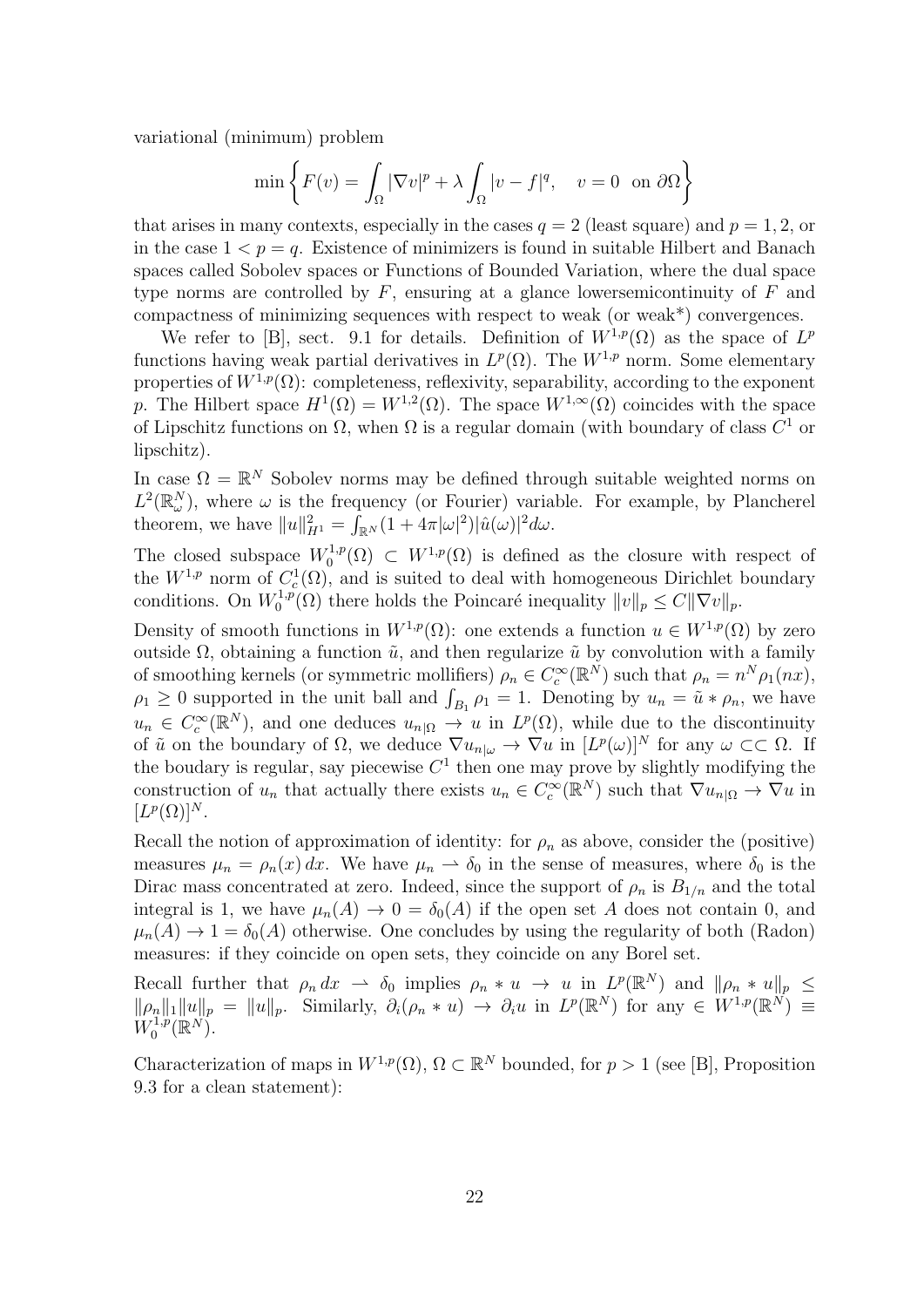variational (minimum) problem

$$\min \left\{ F(v) = \int_\Omega |\nabla v|^p + \lambda \int_\Omega |v - f|^q, \quad v = 0 \;\text{ on } \partial\Omega \right\}$$

that arises in many contexts, especially in the cases $q = 2$ (least square) and $p = 1, 2$, or in the case $1 < p = q$. Existence of minimizers is found in suitable Hilbert and Banach spaces called Sobolev spaces or Functions of Bounded Variation, where the dual space type norms are controlled by $F$, ensuring at a glance lowersemicontinuity of $F$ and compactness of minimizing sequences with respect to weak (or weak*) convergences.

We refer to [B], sect. 9.1 for details. Definition of $W^{1,p}(\Omega)$ as the space of $L^p$ functions having weak partial derivatives in $L^p(\Omega)$. The $W^{1,p}$ norm. Some elementary properties of $W^{1,p}(\Omega)$: completeness, reflexivity, separability, according to the exponent $p$. The Hilbert space $H^1(\Omega) = W^{1,2}(\Omega)$. The space $W^{1,\infty}(\Omega)$ coincides with the space of Lipschitz functions on $\Omega$, when $\Omega$ is a regular domain (with boundary of class $C^1$ or lipschitz).

In case $\Omega = \mathbb{R}^N$ Sobolev norms may be defined through suitable weighted norms on $L^2(\mathbb{R}^N_\omega)$, where $\omega$ is the frequency (or Fourier) variable. For example, by Plancherel theorem, we have $\|u\|^2_{H^1} = \int_{\mathbb{R}^N}(1 + 4\pi|\omega|^2)|\hat{u}(\omega)|^2 d\omega$.

The closed subspace $W^{1,p}_0(\Omega) \subset W^{1,p}(\Omega)$ is defined as the closure with respect of the $W^{1,p}$ norm of $C^1_c(\Omega)$, and is suited to deal with homogeneous Dirichlet boundary conditions. On $W^{1,p}_0(\Omega)$ there holds the Poincaré inequality $\|v\|_p \leq C\|\nabla v\|_p$.

Density of smooth functions in $W^{1,p}(\Omega)$: one extends a function $u \in W^{1,p}(\Omega)$ by zero outside $\Omega$, obtaining a function $\tilde{u}$, and then regularize $\tilde{u}$ by convolution with a family of smoothing kernels (or symmetric mollifiers) $\rho_n \in C^\infty_c(\mathbb{R}^N)$ such that $\rho_n = n^N \rho_1(nx)$, $\rho_1 \geq 0$ supported in the unit ball and $\int_{B_1} \rho_1 = 1$. Denoting by $u_n = \tilde{u} * \rho_n$, we have $u_n \in C^\infty_c(\mathbb{R}^N)$, and one deduces $u_{n|\Omega} \to u$ in $L^p(\Omega)$, while due to the discontinuity of $\tilde{u}$ on the boundary of $\Omega$, we deduce $\nabla u_{n|\omega} \to \nabla u$ in $[L^p(\omega)]^N$ for any $\omega \subset\subset \Omega$. If the boudary is regular, say piecewise $C^1$ then one may prove by slightly modifying the construction of $u_n$ that actually there exists $u_n \in C^\infty_c(\mathbb{R}^N)$ such that $\nabla u_{n|\Omega} \to \nabla u$ in $[L^p(\Omega)]^N$.

Recall the notion of approximation of identity: for $\rho_n$ as above, consider the (positive) measures $\mu_n = \rho_n(x)\,dx$. We have $\mu_n \rightharpoonup \delta_0$ in the sense of measures, where $\delta_0$ is the Dirac mass concentrated at zero. Indeed, since the support of $\rho_n$ is $B_{1/n}$ and the total integral is 1, we have $\mu_n(A) \to 0 = \delta_0(A)$ if the open set $A$ does not contain 0, and $\mu_n(A) \to 1 = \delta_0(A)$ otherwise. One concludes by using the regularity of both (Radon) measures: if they coincide on open sets, they coincide on any Borel set.

Recall further that $\rho_n\,dx \rightharpoonup \delta_0$ implies $\rho_n * u \to u$ in $L^p(\mathbb{R}^N)$ and $\|\rho_n * u\|_p \leq \|\rho_n\|_1\|u\|_p = \|u\|_p$. Similarly, $\partial_i(\rho_n * u) \to \partial_i u$ in $L^p(\mathbb{R}^N)$ for any $\in W^{1,p}(\mathbb{R}^N) \equiv W^{1,p}_0(\mathbb{R}^N)$.

Characterization of maps in $W^{1,p}(\Omega)$, $\Omega \subset \mathbb{R}^N$ bounded, for $p > 1$ (see [B], Proposition 9.3 for a clean statement):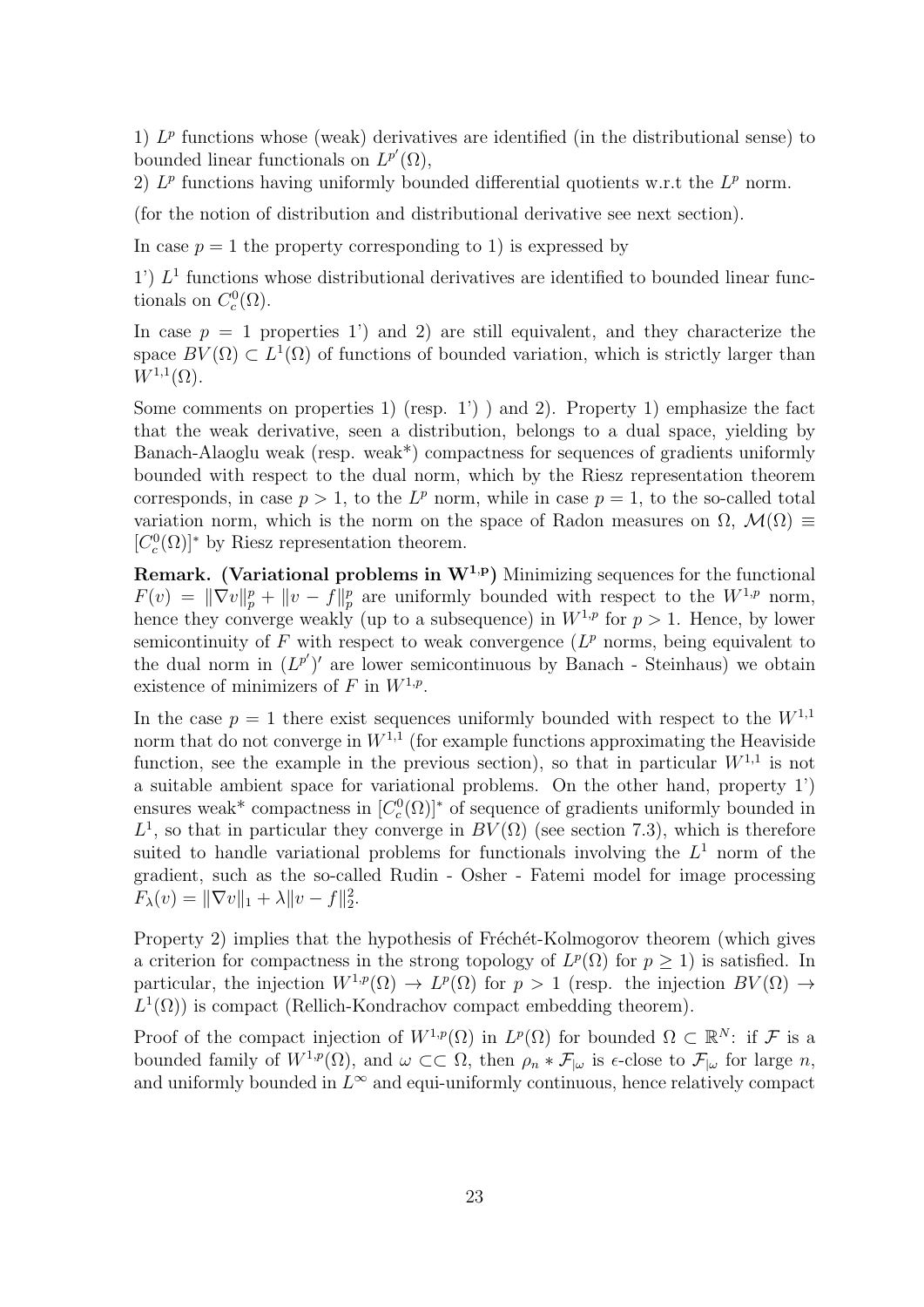1) $L^p$ functions whose (weak) derivatives are identified (in the distributional sense) to bounded linear functionals on $L^{p'}(\Omega)$,

2) $L^p$ functions having uniformly bounded differential quotients w.r.t the $L^p$ norm.

(for the notion of distribution and distributional derivative see next section).

In case $p = 1$ the property corresponding to 1) is expressed by

1') $L^1$ functions whose distributional derivatives are identified to bounded linear functionals on $C^0_c(\Omega)$.

In case $p = 1$ properties 1') and 2) are still equivalent, and they characterize the space $BV(\Omega) \subset L^1(\Omega)$ of functions of bounded variation, which is strictly larger than $W^{1,1}(\Omega)$.

Some comments on properties 1) (resp. 1') ) and 2). Property 1) emphasize the fact that the weak derivative, seen a distribution, belongs to a dual space, yielding by Banach-Alaoglu weak (resp. weak\*) compactness for sequences of gradients uniformly bounded with respect to the dual norm, which by the Riesz representation theorem corresponds, in case $p > 1$, to the $L^p$ norm, while in case $p = 1$, to the so-called total variation norm, which is the norm on the space of Radon measures on $\Omega$, $\mathcal{M}(\Omega) \equiv [C^0_c(\Omega)]^*$ by Riesz representation theorem.

**Remark. (Variational problems in $\mathbf{W^{1,p}}$)** Minimizing sequences for the functional $F(v) = \|\nabla v\|_p^p + \|v - f\|_p^p$ are uniformly bounded with respect to the $W^{1,p}$ norm, hence they converge weakly (up to a subsequence) in $W^{1,p}$ for $p > 1$. Hence, by lower semicontinuity of $F$ with respect to weak convergence ($L^p$ norms, being equivalent to the dual norm in $(L^{p'})'$ are lower semicontinuous by Banach - Steinhaus) we obtain existence of minimizers of $F$ in $W^{1,p}$.

In the case $p = 1$ there exist sequences uniformly bounded with respect to the $W^{1,1}$ norm that do not converge in $W^{1,1}$ (for example functions approximating the Heaviside function, see the example in the previous section), so that in particular $W^{1,1}$ is not a suitable ambient space for variational problems. On the other hand, property 1') ensures weak\* compactness in $[C^0_c(\Omega)]^*$ of sequence of gradients uniformly bounded in $L^1$, so that in particular they converge in $BV(\Omega)$ (see section 7.3), which is therefore suited to handle variational problems for functionals involving the $L^1$ norm of the gradient, such as the so-called Rudin - Osher - Fatemi model for image processing $F_\lambda(v) = \|\nabla v\|_1 + \lambda\|v - f\|_2^2$.

Property 2) implies that the hypothesis of Fréchét-Kolmogorov theorem (which gives a criterion for compactness in the strong topology of $L^p(\Omega)$ for $p \geq 1$) is satisfied. In particular, the injection $W^{1,p}(\Omega) \to L^p(\Omega)$ for $p > 1$ (resp. the injection $BV(\Omega) \to L^1(\Omega)$) is compact (Rellich-Kondrachov compact embedding theorem).

Proof of the compact injection of $W^{1,p}(\Omega)$ in $L^p(\Omega)$ for bounded $\Omega \subset \mathbb{R}^N$: if $\mathcal{F}$ is a bounded family of $W^{1,p}(\Omega)$, and $\omega \subset\subset \Omega$, then $\rho_n * \mathcal{F}_{|\omega}$ is $\epsilon$-close to $\mathcal{F}_{|\omega}$ for large $n$, and uniformly bounded in $L^\infty$ and equi-uniformly continuous, hence relatively compact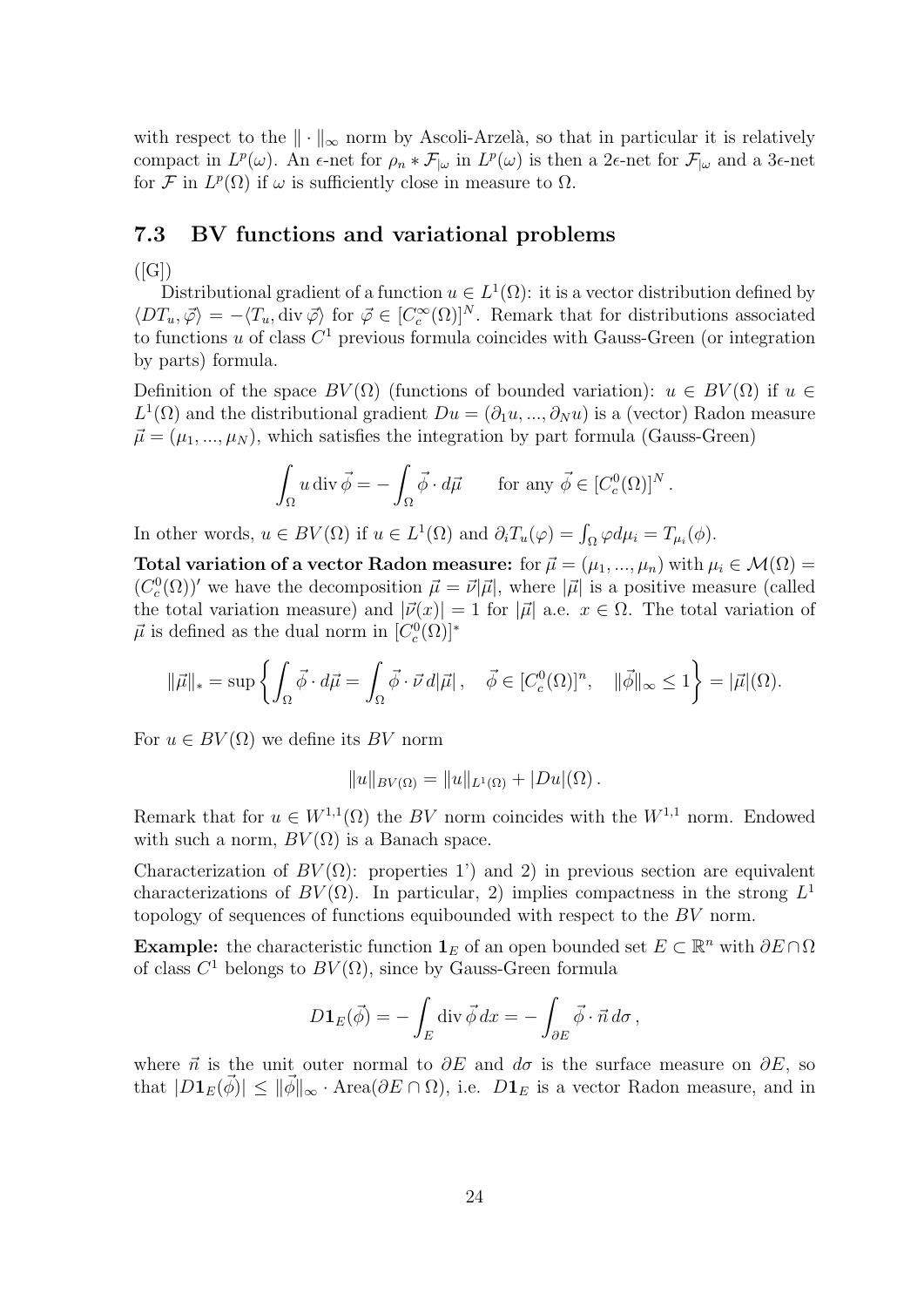with respect to the $\|\cdot\|_\infty$ norm by Ascoli-Arzelà, so that in particular it is relatively compact in $L^p(\omega)$. An $\epsilon$-net for $\rho_n * \mathcal{F}_{|\omega}$ in $L^p(\omega)$ is then a $2\epsilon$-net for $\mathcal{F}_{|\omega}$ and a $3\epsilon$-net for $\mathcal{F}$ in $L^p(\Omega)$ if $\omega$ is sufficiently close in measure to $\Omega$.

### 7.3 BV functions and variational problems

([G])

Distributional gradient of a function $u \in L^1(\Omega)$: it is a vector distribution defined by $\langle DT_u, \vec{\varphi}\rangle = -\langle T_u, \operatorname{div}\vec{\varphi}\rangle$ for $\vec{\varphi} \in [C_c^\infty(\Omega)]^N$. Remark that for distributions associated to functions $u$ of class $C^1$ previous formula coincides with Gauss-Green (or integration by parts) formula.

Definition of the space $BV(\Omega)$ (functions of bounded variation): $u \in BV(\Omega)$ if $u \in L^1(\Omega)$ and the distributional gradient $Du = (\partial_1 u, ..., \partial_N u)$ is a (vector) Radon measure $\vec{\mu} = (\mu_1, ..., \mu_N)$, which satisfies the integration by part formula (Gauss-Green)

$$\int_\Omega u \operatorname{div}\vec{\phi} = -\int_\Omega \vec{\phi}\cdot d\vec{\mu} \qquad \text{for any } \vec{\phi} \in [C_c^0(\Omega)]^N .$$

In other words, $u \in BV(\Omega)$ if $u \in L^1(\Omega)$ and $\partial_i T_u(\varphi) = \int_\Omega \varphi d\mu_i = T_{\mu_i}(\phi)$.

**Total variation of a vector Radon measure:** for $\vec{\mu} = (\mu_1, ..., \mu_n)$ with $\mu_i \in \mathcal{M}(\Omega) = (C_c^0(\Omega))'$ we have the decomposition $\vec{\mu} = \vec{\nu}|\vec{\mu}|$, where $|\vec{\mu}|$ is a positive measure (called the total variation measure) and $|\vec{\nu}(x)| = 1$ for $|\vec{\mu}|$ a.e. $x \in \Omega$. The total variation of $\vec{\mu}$ is defined as the dual norm in $[C_c^0(\Omega)]^*$

$$\|\vec{\mu}\|_* = \sup\left\{\int_\Omega \vec{\phi}\cdot d\vec{\mu} = \int_\Omega \vec{\phi}\cdot\vec{\nu}\, d|\vec{\mu}|\,,\quad \vec{\phi}\in[C_c^0(\Omega)]^n,\quad \|\vec{\phi}\|_\infty \le 1\right\} = |\vec{\mu}|(\Omega).$$

For $u \in BV(\Omega)$ we define its $BV$ norm

$$\|u\|_{BV(\Omega)} = \|u\|_{L^1(\Omega)} + |Du|(\Omega)\,.$$

Remark that for $u \in W^{1,1}(\Omega)$ the $BV$ norm coincides with the $W^{1,1}$ norm. Endowed with such a norm, $BV(\Omega)$ is a Banach space.

Characterization of $BV(\Omega)$: properties 1') and 2) in previous section are equivalent characterizations of $BV(\Omega)$. In particular, 2) implies compactness in the strong $L^1$ topology of sequences of functions equibounded with respect to the $BV$ norm.

**Example:** the characteristic function $\mathbf{1}_E$ of an open bounded set $E \subset \mathbb{R}^n$ with $\partial E \cap \Omega$ of class $C^1$ belongs to $BV(\Omega)$, since by Gauss-Green formula

$$D\mathbf{1}_E(\vec{\phi}) = -\int_E \operatorname{div}\vec{\phi}\, dx = -\int_{\partial E}\vec{\phi}\cdot\vec{n}\, d\sigma\,,$$

where $\vec{n}$ is the unit outer normal to $\partial E$ and $d\sigma$ is the surface measure on $\partial E$, so that $|D\mathbf{1}_E(\vec{\phi})| \le \|\vec{\phi}\|_\infty \cdot \text{Area}(\partial E \cap \Omega)$, i.e. $D\mathbf{1}_E$ is a vector Radon measure, and in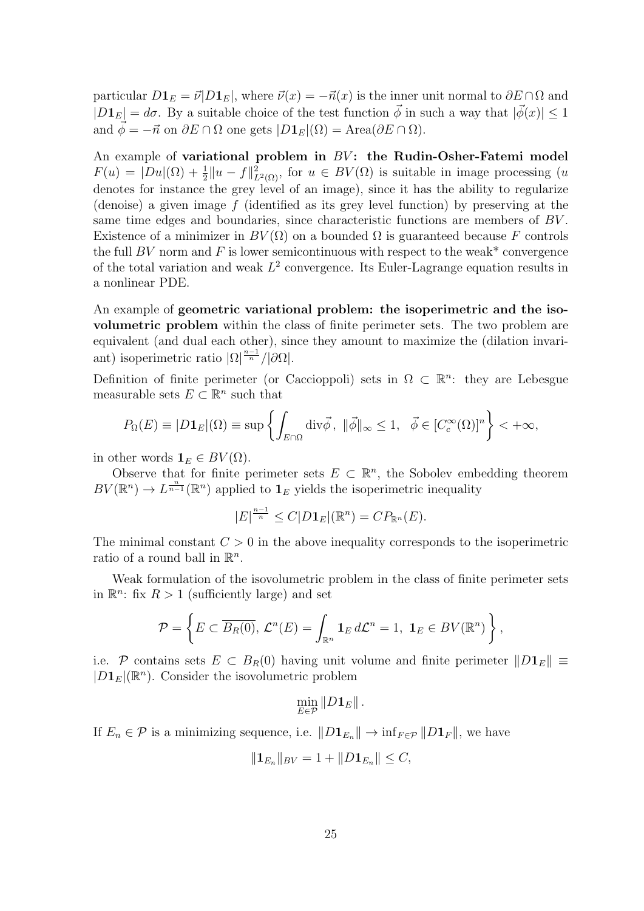particular $D\mathbf{1}_E = \vec{\nu}|D\mathbf{1}_E|$, where $\vec{\nu}(x) = -\vec{n}(x)$ is the inner unit normal to $\partial E \cap \Omega$ and $|D\mathbf{1}_E| = d\sigma$. By a suitable choice of the test function $\vec{\phi}$ in such a way that $|\vec{\phi}(x)| \leq 1$ and $\vec{\phi} = -\vec{n}$ on $\partial E \cap \Omega$ one gets $|D\mathbf{1}_E|(\Omega) = \text{Area}(\partial E \cap \Omega)$.

An example of **variational problem in $BV$: the Rudin-Osher-Fatemi model** $F(u) = |Du|(\Omega) + \frac{1}{2}\|u - f\|^2_{L^2(\Omega)}$, for $u \in BV(\Omega)$ is suitable in image processing ($u$ denotes for instance the grey level of an image), since it has the ability to regularize (denoise) a given image $f$ (identified as its grey level function) by preserving at the same time edges and boundaries, since characteristic functions are members of $BV$. Existence of a minimizer in $BV(\Omega)$ on a bounded $\Omega$ is guaranteed because $F$ controls the full $BV$ norm and $F$ is lower semicontinuous with respect to the weak* convergence of the total variation and weak $L^2$ convergence. Its Euler-Lagrange equation results in a nonlinear PDE.

An example of **geometric variational problem: the isoperimetric and the isovolumetric problem** within the class of finite perimeter sets. The two problem are equivalent (and dual each other), since they amount to maximize the (dilation invariant) isoperimetric ratio $|\Omega|^{\frac{n-1}{n}}/|\partial\Omega|$.

Definition of finite perimeter (or Caccioppoli) sets in $\Omega \subset \mathbb{R}^n$: they are Lebesgue measurable sets $E \subset \mathbb{R}^n$ such that

$$P_\Omega(E) \equiv |D\mathbf{1}_E|(\Omega) \equiv \sup\left\{\int_{E\cap\Omega} \text{div}\vec{\phi},\ \|\vec{\phi}\|_\infty \leq 1,\ \ \vec{\phi} \in [C_c^\infty(\Omega)]^n\right\} < +\infty,$$

in other words $\mathbf{1}_E \in BV(\Omega)$.

Observe that for finite perimeter sets $E \subset \mathbb{R}^n$, the Sobolev embedding theorem $BV(\mathbb{R}^n) \to L^{\frac{n}{n-1}}(\mathbb{R}^n)$ applied to $\mathbf{1}_E$ yields the isoperimetric inequality

$$|E|^{\frac{n-1}{n}} \leq C|D\mathbf{1}_E|(\mathbb{R}^n) = CP_{\mathbb{R}^n}(E).$$

The minimal constant $C > 0$ in the above inequality corresponds to the isoperimetric ratio of a round ball in $\mathbb{R}^n$.

Weak formulation of the isovolumetric problem in the class of finite perimeter sets in $\mathbb{R}^n$: fix $R > 1$ (sufficiently large) and set

$$\mathcal{P} = \left\{E \subset \overline{B_R(0)},\ \mathcal{L}^n(E) = \int_{\mathbb{R}^n} \mathbf{1}_E \, d\mathcal{L}^n = 1,\ \mathbf{1}_E \in BV(\mathbb{R}^n)\right\},$$

i.e. $\mathcal{P}$ contains sets $E \subset B_R(0)$ having unit volume and finite perimeter $\|D\mathbf{1}_E\| \equiv |D\mathbf{1}_E|(\mathbb{R}^n)$. Consider the isovolumetric problem

$$\min_{E\in\mathcal{P}} \|D\mathbf{1}_E\|.$$

If $E_n \in \mathcal{P}$ is a minimizing sequence, i.e. $\|D\mathbf{1}_{E_n}\| \to \inf_{F\in\mathcal{P}} \|D\mathbf{1}_F\|$, we have

$$\|\mathbf{1}_{E_n}\|_{BV} = 1 + \|D\mathbf{1}_{E_n}\| \leq C,$$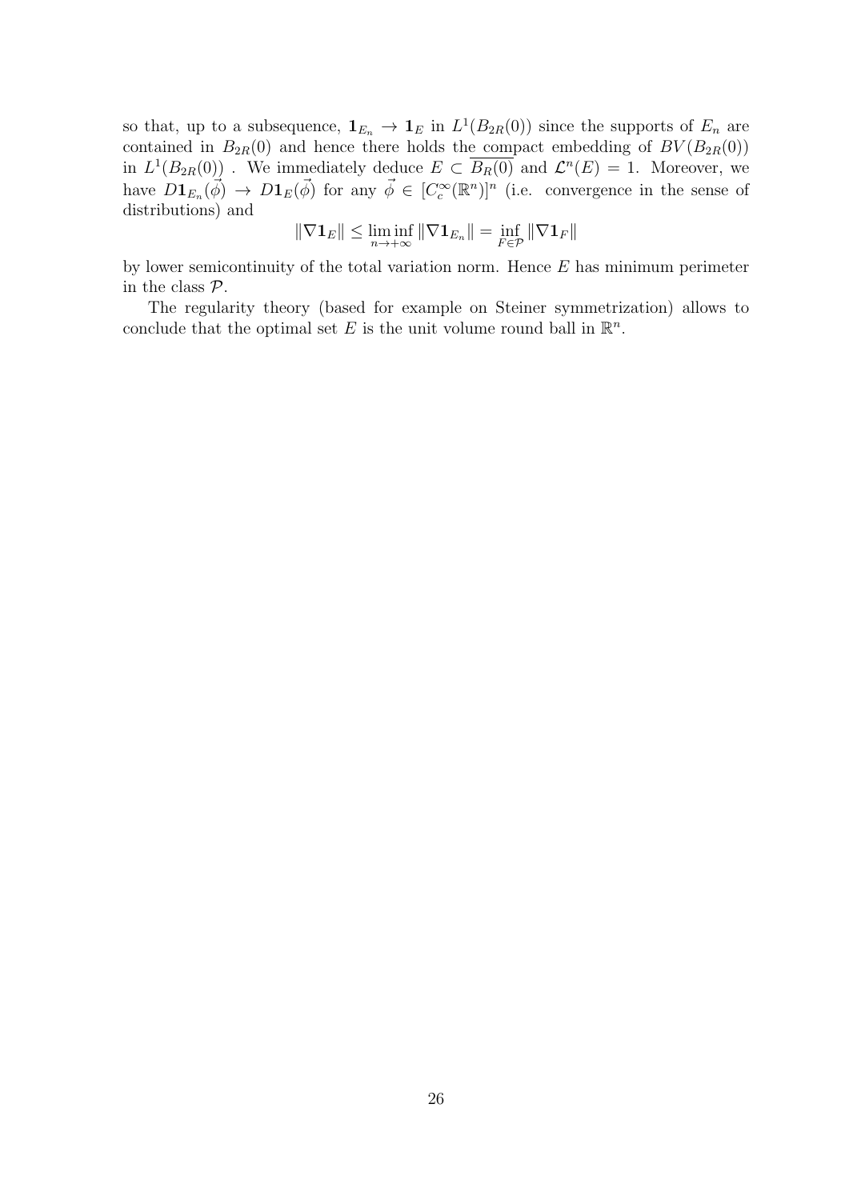so that, up to a subsequence, $\mathbf{1}_{E_n} \to \mathbf{1}_E$ in $L^1(B_{2R}(0))$ since the supports of $E_n$ are contained in $B_{2R}(0)$ and hence there holds the compact embedding of $BV(B_{2R}(0))$ in $L^1(B_{2R}(0))$ . We immediately deduce $E \subset \overline{B_R(0)}$ and $\mathcal{L}^n(E) = 1$. Moreover, we have $D\mathbf{1}_{E_n}(\vec{\phi}) \to D\mathbf{1}_E(\vec{\phi})$ for any $\vec{\phi} \in [C_c^\infty(\mathbb{R}^n)]^n$ (i.e. convergence in the sense of distributions) and

$$\|\nabla \mathbf{1}_E\| \leq \liminf_{n\to+\infty} \|\nabla \mathbf{1}_{E_n}\| = \inf_{F\in\mathcal{P}} \|\nabla \mathbf{1}_F\|$$

by lower semicontinuity of the total variation norm. Hence $E$ has minimum perimeter in the class $\mathcal{P}$.

The regularity theory (based for example on Steiner symmetrization) allows to conclude that the optimal set $E$ is the unit volume round ball in $\mathbb{R}^n$.